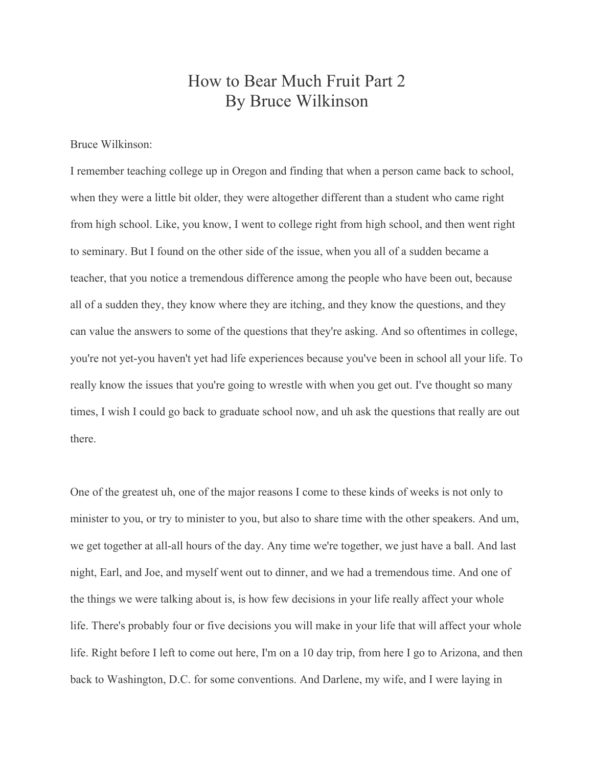# How to Bear Much Fruit Part 2
## By Bruce Wilkinson

Bruce Wilkinson:

I remember teaching college up in Oregon and finding that when a person came back to school, when they were a little bit older, they were altogether different than a student who came right from high school. Like, you know, I went to college right from high school, and then went right to seminary. But I found on the other side of the issue, when you all of a sudden became a teacher, that you notice a tremendous difference among the people who have been out, because all of a sudden they, they know where they are itching, and they know the questions, and they can value the answers to some of the questions that they're asking. And so oftentimes in college, you're not yet-you haven't yet had life experiences because you've been in school all your life. To really know the issues that you're going to wrestle with when you get out. I've thought so many times, I wish I could go back to graduate school now, and uh ask the questions that really are out there.

One of the greatest uh, one of the major reasons I come to these kinds of weeks is not only to minister to you, or try to minister to you, but also to share time with the other speakers. And um, we get together at all-all hours of the day. Any time we're together, we just have a ball. And last night, Earl, and Joe, and myself went out to dinner, and we had a tremendous time. And one of the things we were talking about is, is how few decisions in your life really affect your whole life. There's probably four or five decisions you will make in your life that will affect your whole life. Right before I left to come out here, I'm on a 10 day trip, from here I go to Arizona, and then back to Washington, D.C. for some conventions. And Darlene, my wife, and I were laying in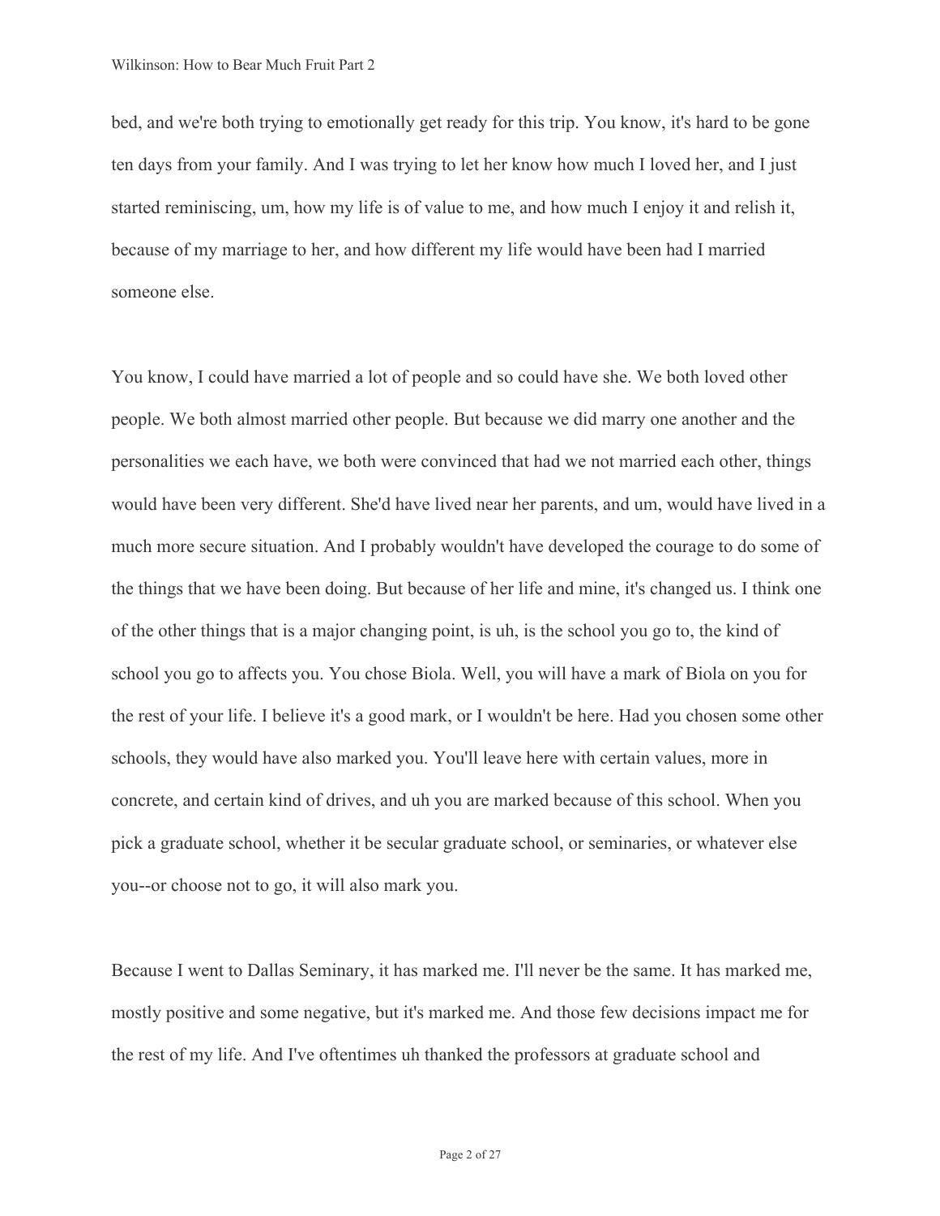bed, and we're both trying to emotionally get ready for this trip. You know, it's hard to be gone ten days from your family. And I was trying to let her know how much I loved her, and I just started reminiscing, um, how my life is of value to me, and how much I enjoy it and relish it, because of my marriage to her, and how different my life would have been had I married someone else.

You know, I could have married a lot of people and so could have she. We both loved other people. We both almost married other people. But because we did marry one another and the personalities we each have, we both were convinced that had we not married each other, things would have been very different. She'd have lived near her parents, and um, would have lived in a much more secure situation. And I probably wouldn't have developed the courage to do some of the things that we have been doing. But because of her life and mine, it's changed us. I think one of the other things that is a major changing point, is uh, is the school you go to, the kind of school you go to affects you. You chose Biola. Well, you will have a mark of Biola on you for the rest of your life. I believe it's a good mark, or I wouldn't be here. Had you chosen some other schools, they would have also marked you. You'll leave here with certain values, more in concrete, and certain kind of drives, and uh you are marked because of this school. When you pick a graduate school, whether it be secular graduate school, or seminaries, or whatever else you--or choose not to go, it will also mark you.

Because I went to Dallas Seminary, it has marked me. I'll never be the same. It has marked me, mostly positive and some negative, but it's marked me. And those few decisions impact me for the rest of my life. And I've oftentimes uh thanked the professors at graduate school and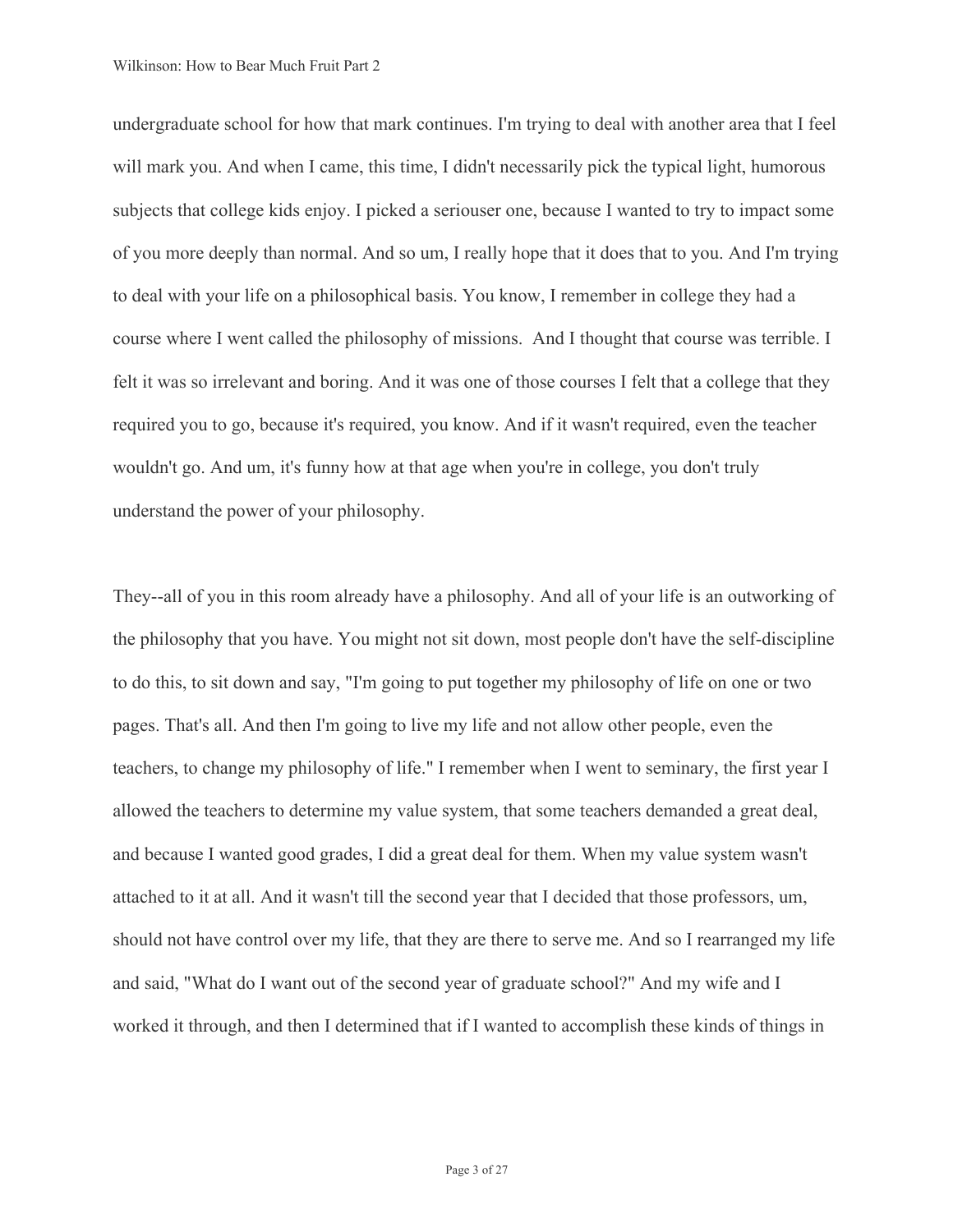undergraduate school for how that mark continues. I'm trying to deal with another area that I feel will mark you. And when I came, this time, I didn't necessarily pick the typical light, humorous subjects that college kids enjoy. I picked a seriouser one, because I wanted to try to impact some of you more deeply than normal. And so um, I really hope that it does that to you. And I'm trying to deal with your life on a philosophical basis. You know, I remember in college they had a course where I went called the philosophy of missions.  And I thought that course was terrible. I felt it was so irrelevant and boring. And it was one of those courses I felt that a college that they required you to go, because it's required, you know. And if it wasn't required, even the teacher wouldn't go. And um, it's funny how at that age when you're in college, you don't truly understand the power of your philosophy.

They--all of you in this room already have a philosophy. And all of your life is an outworking of the philosophy that you have. You might not sit down, most people don't have the self-discipline to do this, to sit down and say, "I'm going to put together my philosophy of life on one or two pages. That's all. And then I'm going to live my life and not allow other people, even the teachers, to change my philosophy of life." I remember when I went to seminary, the first year I allowed the teachers to determine my value system, that some teachers demanded a great deal, and because I wanted good grades, I did a great deal for them. When my value system wasn't attached to it at all. And it wasn't till the second year that I decided that those professors, um, should not have control over my life, that they are there to serve me. And so I rearranged my life and said, "What do I want out of the second year of graduate school?" And my wife and I worked it through, and then I determined that if I wanted to accomplish these kinds of things in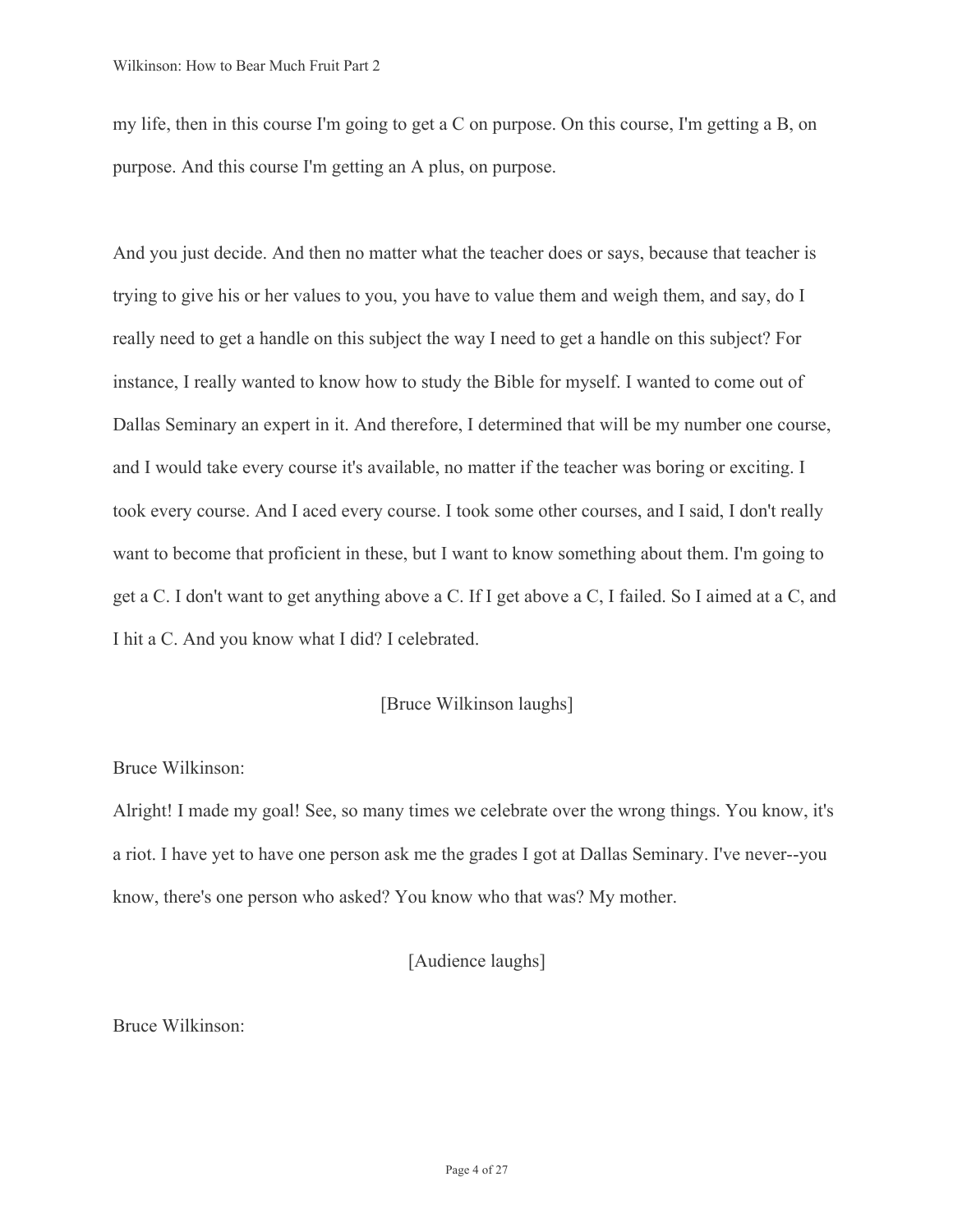my life, then in this course I'm going to get a C on purpose. On this course, I'm getting a B, on purpose. And this course I'm getting an A plus, on purpose.

And you just decide. And then no matter what the teacher does or says, because that teacher is trying to give his or her values to you, you have to value them and weigh them, and say, do I really need to get a handle on this subject the way I need to get a handle on this subject? For instance, I really wanted to know how to study the Bible for myself. I wanted to come out of Dallas Seminary an expert in it. And therefore, I determined that will be my number one course, and I would take every course it's available, no matter if the teacher was boring or exciting. I took every course. And I aced every course. I took some other courses, and I said, I don't really want to become that proficient in these, but I want to know something about them. I'm going to get a C. I don't want to get anything above a C. If I get above a C, I failed. So I aimed at a C, and I hit a C. And you know what I did? I celebrated.

[Bruce Wilkinson laughs]

Bruce Wilkinson:

Alright! I made my goal! See, so many times we celebrate over the wrong things. You know, it's a riot. I have yet to have one person ask me the grades I got at Dallas Seminary. I've never--you know, there's one person who asked? You know who that was? My mother.

[Audience laughs]

Bruce Wilkinson: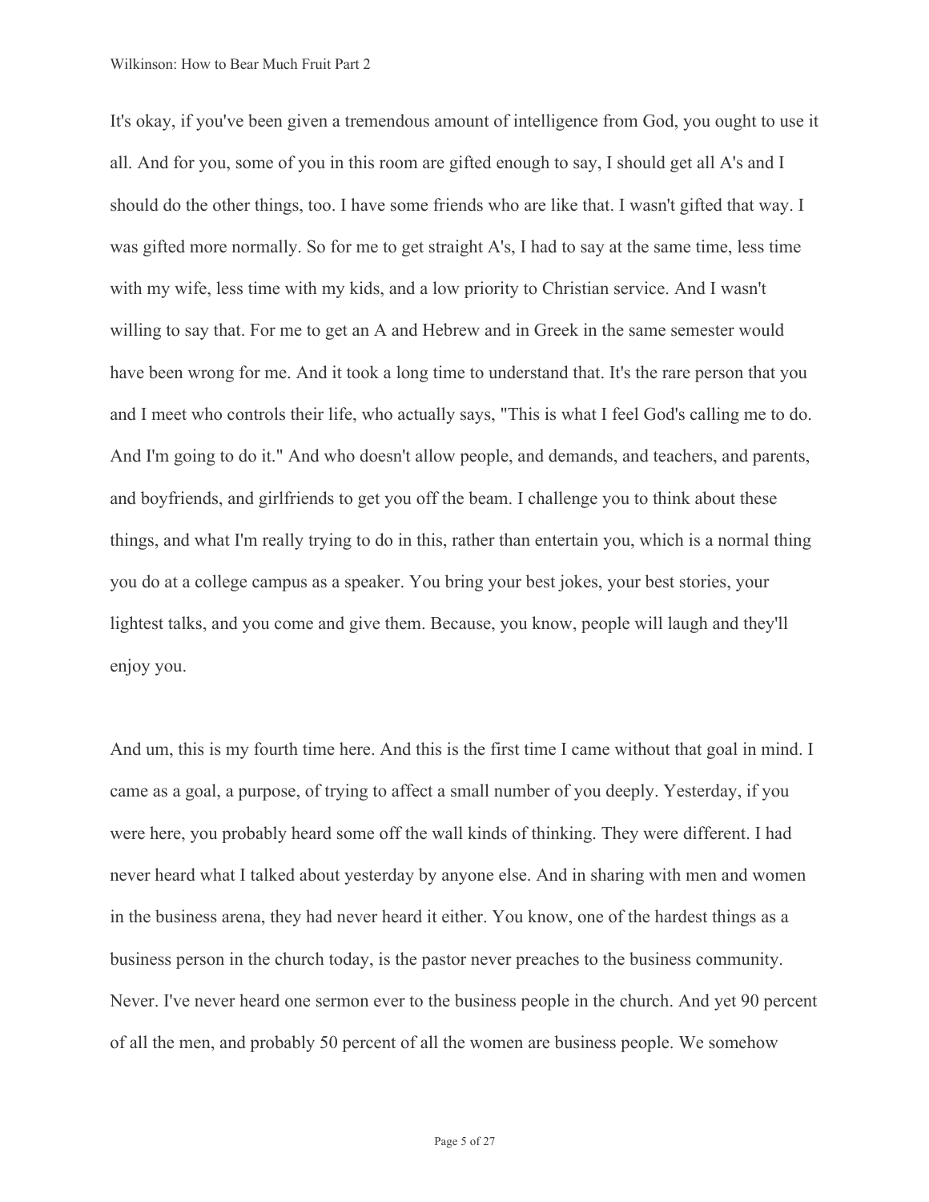It's okay, if you've been given a tremendous amount of intelligence from God, you ought to use it all. And for you, some of you in this room are gifted enough to say, I should get all A's and I should do the other things, too. I have some friends who are like that. I wasn't gifted that way. I was gifted more normally. So for me to get straight A's, I had to say at the same time, less time with my wife, less time with my kids, and a low priority to Christian service. And I wasn't willing to say that. For me to get an A and Hebrew and in Greek in the same semester would have been wrong for me. And it took a long time to understand that. It's the rare person that you and I meet who controls their life, who actually says, "This is what I feel God's calling me to do. And I'm going to do it." And who doesn't allow people, and demands, and teachers, and parents, and boyfriends, and girlfriends to get you off the beam. I challenge you to think about these things, and what I'm really trying to do in this, rather than entertain you, which is a normal thing you do at a college campus as a speaker. You bring your best jokes, your best stories, your lightest talks, and you come and give them. Because, you know, people will laugh and they'll enjoy you.

And um, this is my fourth time here. And this is the first time I came without that goal in mind. I came as a goal, a purpose, of trying to affect a small number of you deeply. Yesterday, if you were here, you probably heard some off the wall kinds of thinking. They were different. I had never heard what I talked about yesterday by anyone else. And in sharing with men and women in the business arena, they had never heard it either. You know, one of the hardest things as a business person in the church today, is the pastor never preaches to the business community. Never. I've never heard one sermon ever to the business people in the church. And yet 90 percent of all the men, and probably 50 percent of all the women are business people. We somehow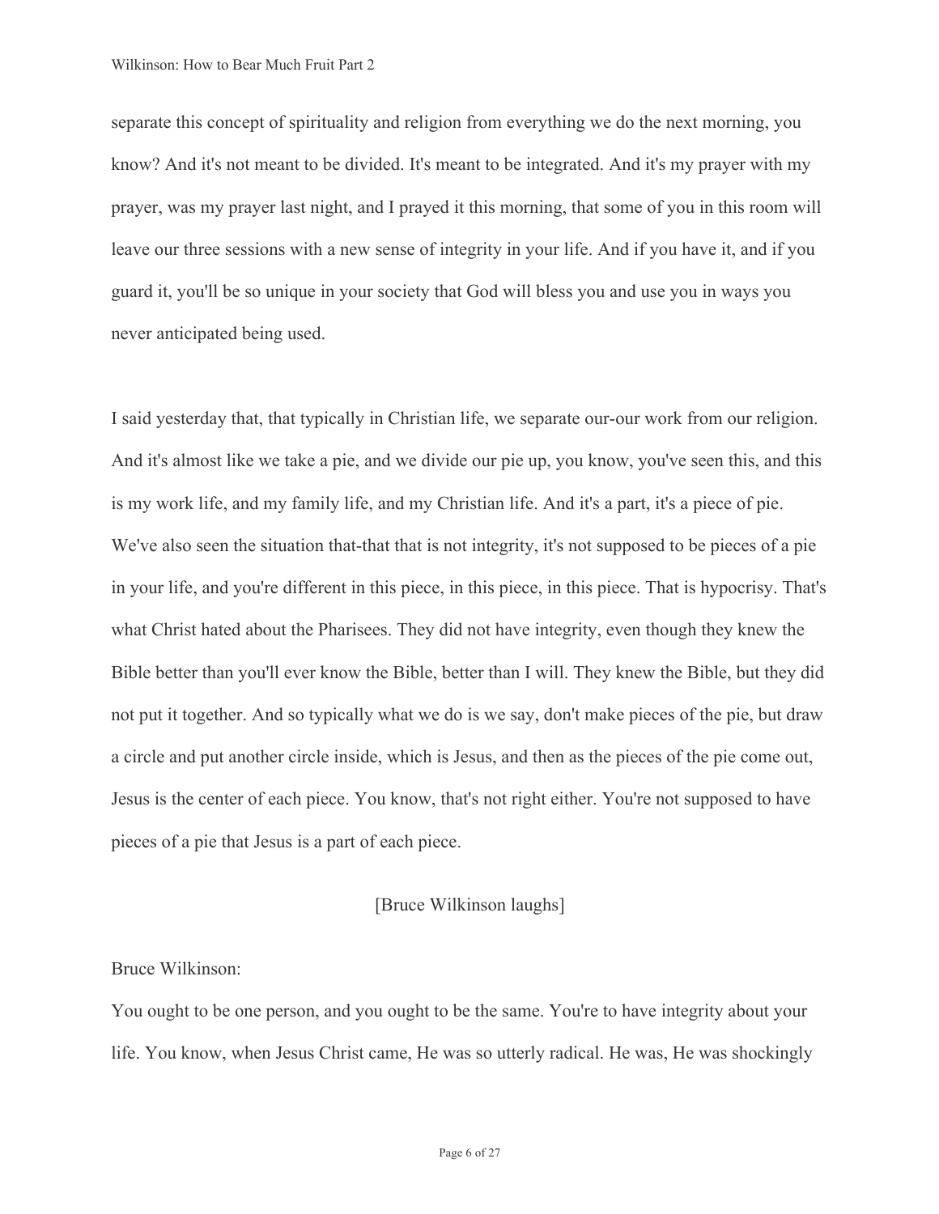separate this concept of spirituality and religion from everything we do the next morning, you know? And it's not meant to be divided. It's meant to be integrated. And it's my prayer with my prayer, was my prayer last night, and I prayed it this morning, that some of you in this room will leave our three sessions with a new sense of integrity in your life. And if you have it, and if you guard it, you'll be so unique in your society that God will bless you and use you in ways you never anticipated being used.

I said yesterday that, that typically in Christian life, we separate our-our work from our religion. And it's almost like we take a pie, and we divide our pie up, you know, you've seen this, and this is my work life, and my family life, and my Christian life. And it's a part, it's a piece of pie. We've also seen the situation that-that that is not integrity, it's not supposed to be pieces of a pie in your life, and you're different in this piece, in this piece, in this piece. That is hypocrisy. That's what Christ hated about the Pharisees. They did not have integrity, even though they knew the Bible better than you'll ever know the Bible, better than I will. They knew the Bible, but they did not put it together. And so typically what we do is we say, don't make pieces of the pie, but draw a circle and put another circle inside, which is Jesus, and then as the pieces of the pie come out, Jesus is the center of each piece. You know, that's not right either. You're not supposed to have pieces of a pie that Jesus is a part of each piece.

[Bruce Wilkinson laughs]

Bruce Wilkinson:

You ought to be one person, and you ought to be the same. You're to have integrity about your life. You know, when Jesus Christ came, He was so utterly radical. He was, He was shockingly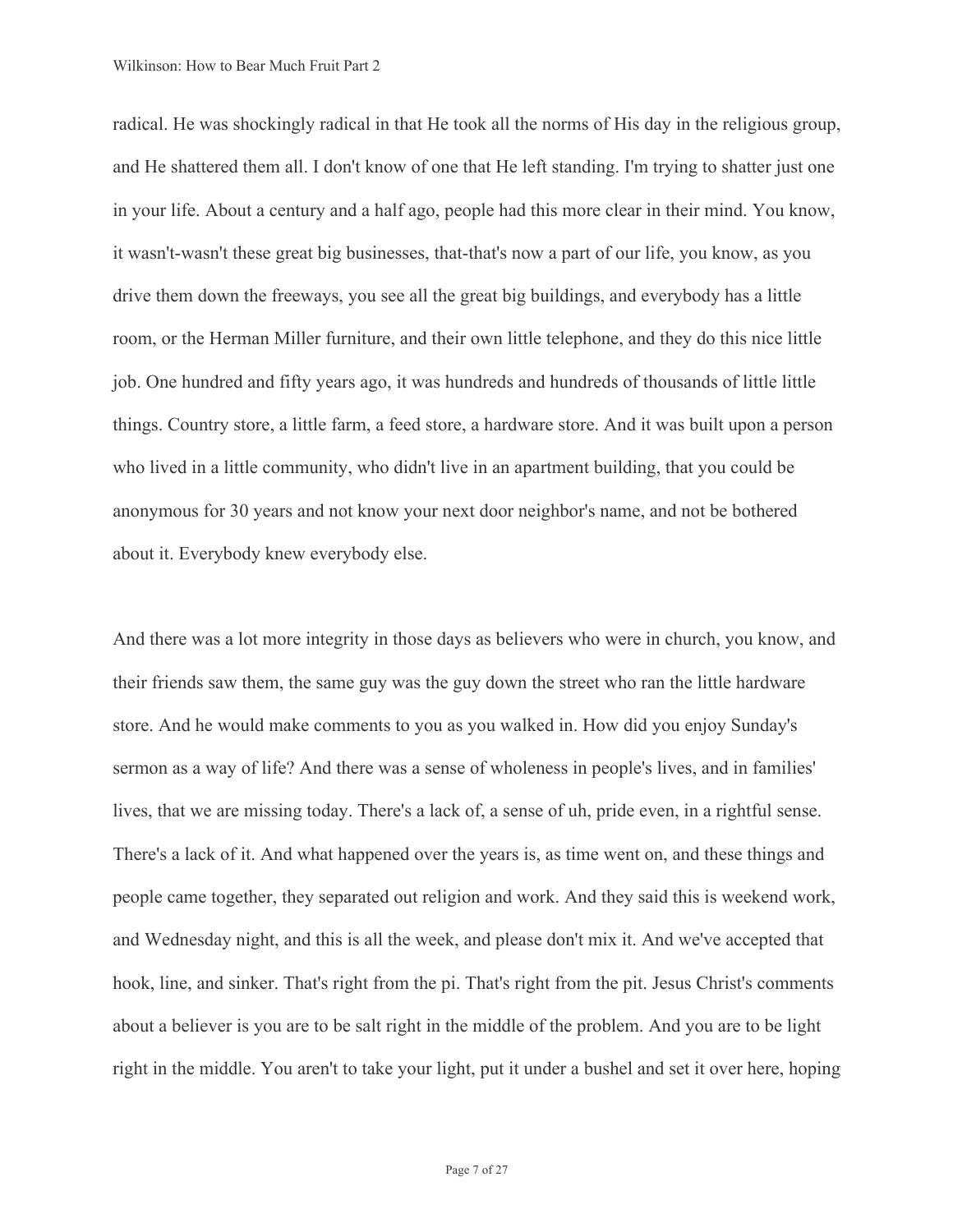radical. He was shockingly radical in that He took all the norms of His day in the religious group, and He shattered them all. I don't know of one that He left standing. I'm trying to shatter just one in your life. About a century and a half ago, people had this more clear in their mind. You know, it wasn't-wasn't these great big businesses, that-that's now a part of our life, you know, as you drive them down the freeways, you see all the great big buildings, and everybody has a little room, or the Herman Miller furniture, and their own little telephone, and they do this nice little job. One hundred and fifty years ago, it was hundreds and hundreds of thousands of little little things. Country store, a little farm, a feed store, a hardware store. And it was built upon a person who lived in a little community, who didn't live in an apartment building, that you could be anonymous for 30 years and not know your next door neighbor's name, and not be bothered about it. Everybody knew everybody else.

And there was a lot more integrity in those days as believers who were in church, you know, and their friends saw them, the same guy was the guy down the street who ran the little hardware store. And he would make comments to you as you walked in. How did you enjoy Sunday's sermon as a way of life? And there was a sense of wholeness in people's lives, and in families' lives, that we are missing today. There's a lack of, a sense of uh, pride even, in a rightful sense. There's a lack of it. And what happened over the years is, as time went on, and these things and people came together, they separated out religion and work. And they said this is weekend work, and Wednesday night, and this is all the week, and please don't mix it. And we've accepted that hook, line, and sinker. That's right from the pi. That's right from the pit. Jesus Christ's comments about a believer is you are to be salt right in the middle of the problem. And you are to be light right in the middle. You aren't to take your light, put it under a bushel and set it over here, hoping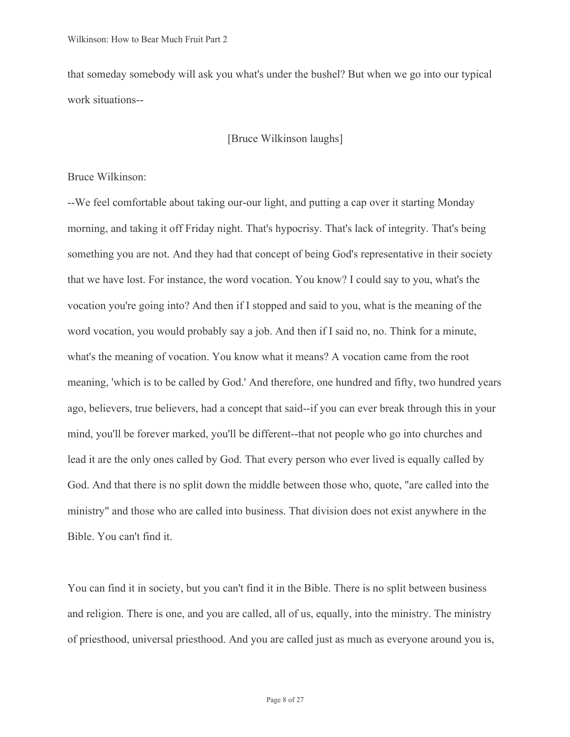that someday somebody will ask you what's under the bushel? But when we go into our typical work situations--

[Bruce Wilkinson laughs]

Bruce Wilkinson:

--We feel comfortable about taking our-our light, and putting a cap over it starting Monday morning, and taking it off Friday night. That's hypocrisy. That's lack of integrity. That's being something you are not. And they had that concept of being God's representative in their society that we have lost. For instance, the word vocation. You know? I could say to you, what's the vocation you're going into? And then if I stopped and said to you, what is the meaning of the word vocation, you would probably say a job. And then if I said no, no. Think for a minute, what's the meaning of vocation. You know what it means? A vocation came from the root meaning, 'which is to be called by God.' And therefore, one hundred and fifty, two hundred years ago, believers, true believers, had a concept that said--if you can ever break through this in your mind, you'll be forever marked, you'll be different--that not people who go into churches and lead it are the only ones called by God. That every person who ever lived is equally called by God. And that there is no split down the middle between those who, quote, "are called into the ministry" and those who are called into business. That division does not exist anywhere in the Bible. You can't find it.

You can find it in society, but you can't find it in the Bible. There is no split between business and religion. There is one, and you are called, all of us, equally, into the ministry. The ministry of priesthood, universal priesthood. And you are called just as much as everyone around you is,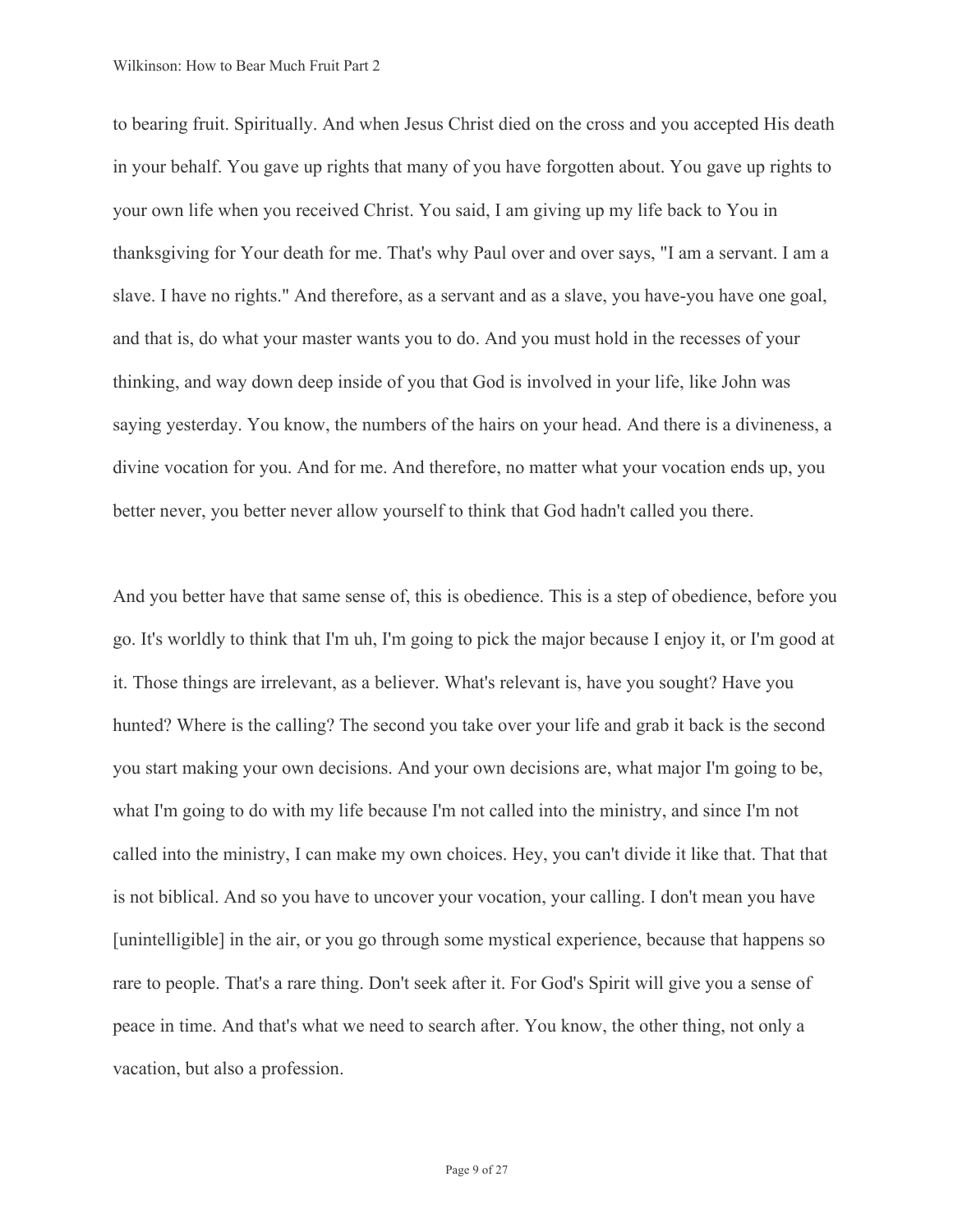to bearing fruit. Spiritually. And when Jesus Christ died on the cross and you accepted His death in your behalf. You gave up rights that many of you have forgotten about. You gave up rights to your own life when you received Christ. You said, I am giving up my life back to You in thanksgiving for Your death for me. That's why Paul over and over says, "I am a servant. I am a slave. I have no rights." And therefore, as a servant and as a slave, you have-you have one goal, and that is, do what your master wants you to do. And you must hold in the recesses of your thinking, and way down deep inside of you that God is involved in your life, like John was saying yesterday. You know, the numbers of the hairs on your head. And there is a divineness, a divine vocation for you. And for me. And therefore, no matter what your vocation ends up, you better never, you better never allow yourself to think that God hadn't called you there.

And you better have that same sense of, this is obedience. This is a step of obedience, before you go. It's worldly to think that I'm uh, I'm going to pick the major because I enjoy it, or I'm good at it. Those things are irrelevant, as a believer. What's relevant is, have you sought? Have you hunted? Where is the calling? The second you take over your life and grab it back is the second you start making your own decisions. And your own decisions are, what major I'm going to be, what I'm going to do with my life because I'm not called into the ministry, and since I'm not called into the ministry, I can make my own choices. Hey, you can't divide it like that. That that is not biblical. And so you have to uncover your vocation, your calling. I don't mean you have [unintelligible] in the air, or you go through some mystical experience, because that happens so rare to people. That's a rare thing. Don't seek after it. For God's Spirit will give you a sense of peace in time. And that's what we need to search after. You know, the other thing, not only a vacation, but also a profession.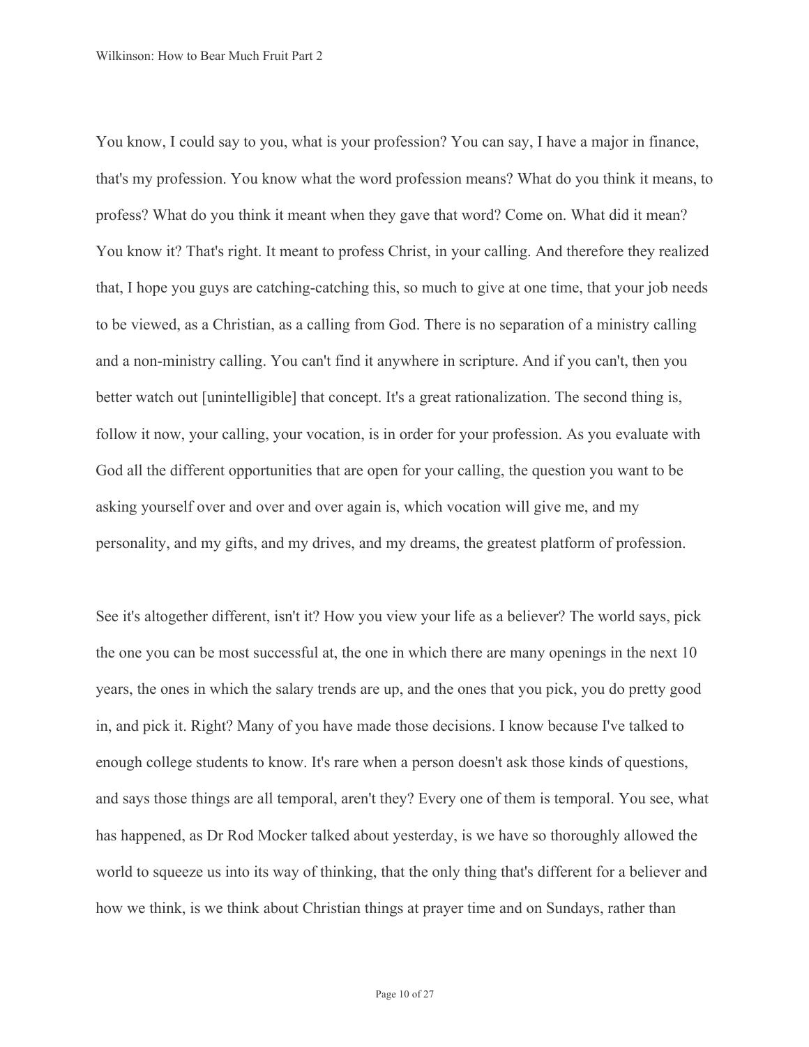You know, I could say to you, what is your profession? You can say, I have a major in finance, that's my profession. You know what the word profession means? What do you think it means, to profess? What do you think it meant when they gave that word? Come on. What did it mean? You know it? That's right. It meant to profess Christ, in your calling. And therefore they realized that, I hope you guys are catching-catching this, so much to give at one time, that your job needs to be viewed, as a Christian, as a calling from God. There is no separation of a ministry calling and a non-ministry calling. You can't find it anywhere in scripture. And if you can't, then you better watch out [unintelligible] that concept. It's a great rationalization. The second thing is, follow it now, your calling, your vocation, is in order for your profession. As you evaluate with God all the different opportunities that are open for your calling, the question you want to be asking yourself over and over and over again is, which vocation will give me, and my personality, and my gifts, and my drives, and my dreams, the greatest platform of profession.

See it's altogether different, isn't it? How you view your life as a believer? The world says, pick the one you can be most successful at, the one in which there are many openings in the next 10 years, the ones in which the salary trends are up, and the ones that you pick, you do pretty good in, and pick it. Right? Many of you have made those decisions. I know because I've talked to enough college students to know. It's rare when a person doesn't ask those kinds of questions, and says those things are all temporal, aren't they? Every one of them is temporal. You see, what has happened, as Dr Rod Mocker talked about yesterday, is we have so thoroughly allowed the world to squeeze us into its way of thinking, that the only thing that's different for a believer and how we think, is we think about Christian things at prayer time and on Sundays, rather than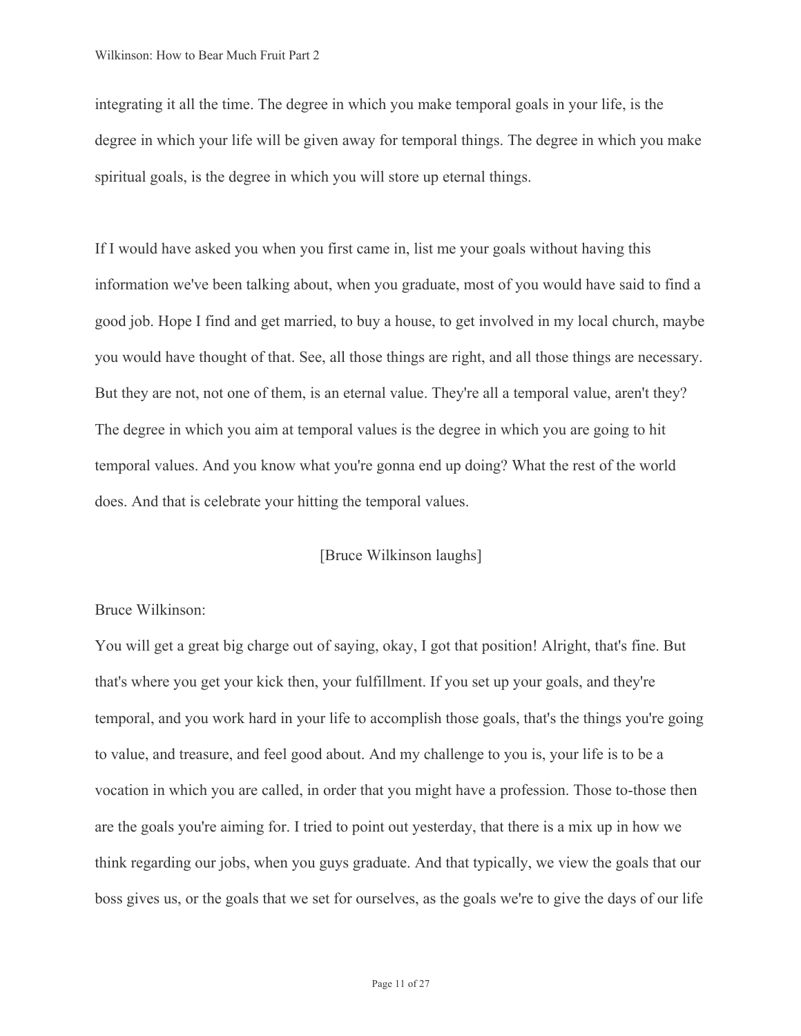integrating it all the time. The degree in which you make temporal goals in your life, is the degree in which your life will be given away for temporal things. The degree in which you make spiritual goals, is the degree in which you will store up eternal things.

If I would have asked you when you first came in, list me your goals without having this information we've been talking about, when you graduate, most of you would have said to find a good job. Hope I find and get married, to buy a house, to get involved in my local church, maybe you would have thought of that. See, all those things are right, and all those things are necessary. But they are not, not one of them, is an eternal value. They're all a temporal value, aren't they? The degree in which you aim at temporal values is the degree in which you are going to hit temporal values. And you know what you're gonna end up doing? What the rest of the world does. And that is celebrate your hitting the temporal values.

[Bruce Wilkinson laughs]

Bruce Wilkinson:

You will get a great big charge out of saying, okay, I got that position! Alright, that's fine. But that's where you get your kick then, your fulfillment. If you set up your goals, and they're temporal, and you work hard in your life to accomplish those goals, that's the things you're going to value, and treasure, and feel good about. And my challenge to you is, your life is to be a vocation in which you are called, in order that you might have a profession. Those to-those then are the goals you're aiming for. I tried to point out yesterday, that there is a mix up in how we think regarding our jobs, when you guys graduate. And that typically, we view the goals that our boss gives us, or the goals that we set for ourselves, as the goals we're to give the days of our life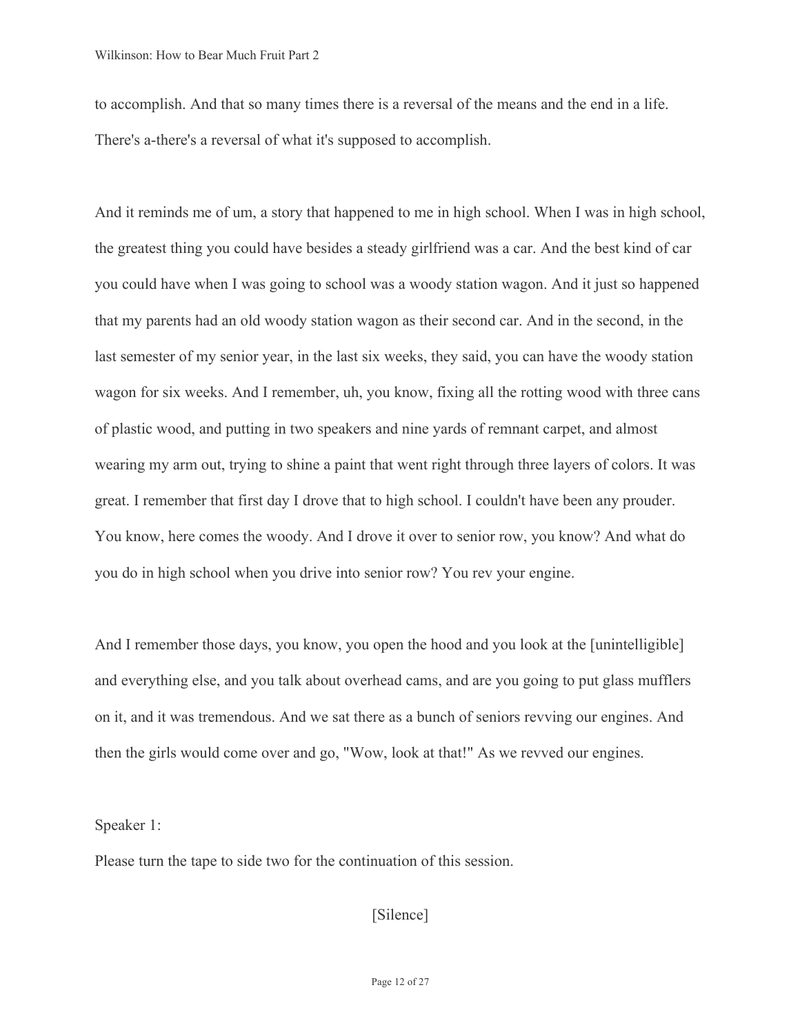to accomplish. And that so many times there is a reversal of the means and the end in a life. There's a-there's a reversal of what it's supposed to accomplish.

And it reminds me of um, a story that happened to me in high school. When I was in high school, the greatest thing you could have besides a steady girlfriend was a car. And the best kind of car you could have when I was going to school was a woody station wagon. And it just so happened that my parents had an old woody station wagon as their second car. And in the second, in the last semester of my senior year, in the last six weeks, they said, you can have the woody station wagon for six weeks. And I remember, uh, you know, fixing all the rotting wood with three cans of plastic wood, and putting in two speakers and nine yards of remnant carpet, and almost wearing my arm out, trying to shine a paint that went right through three layers of colors. It was great. I remember that first day I drove that to high school. I couldn't have been any prouder. You know, here comes the woody. And I drove it over to senior row, you know? And what do you do in high school when you drive into senior row? You rev your engine.

And I remember those days, you know, you open the hood and you look at the [unintelligible] and everything else, and you talk about overhead cams, and are you going to put glass mufflers on it, and it was tremendous. And we sat there as a bunch of seniors revving our engines. And then the girls would come over and go, "Wow, look at that!" As we revved our engines.

Speaker 1:

Please turn the tape to side two for the continuation of this session.

[Silence]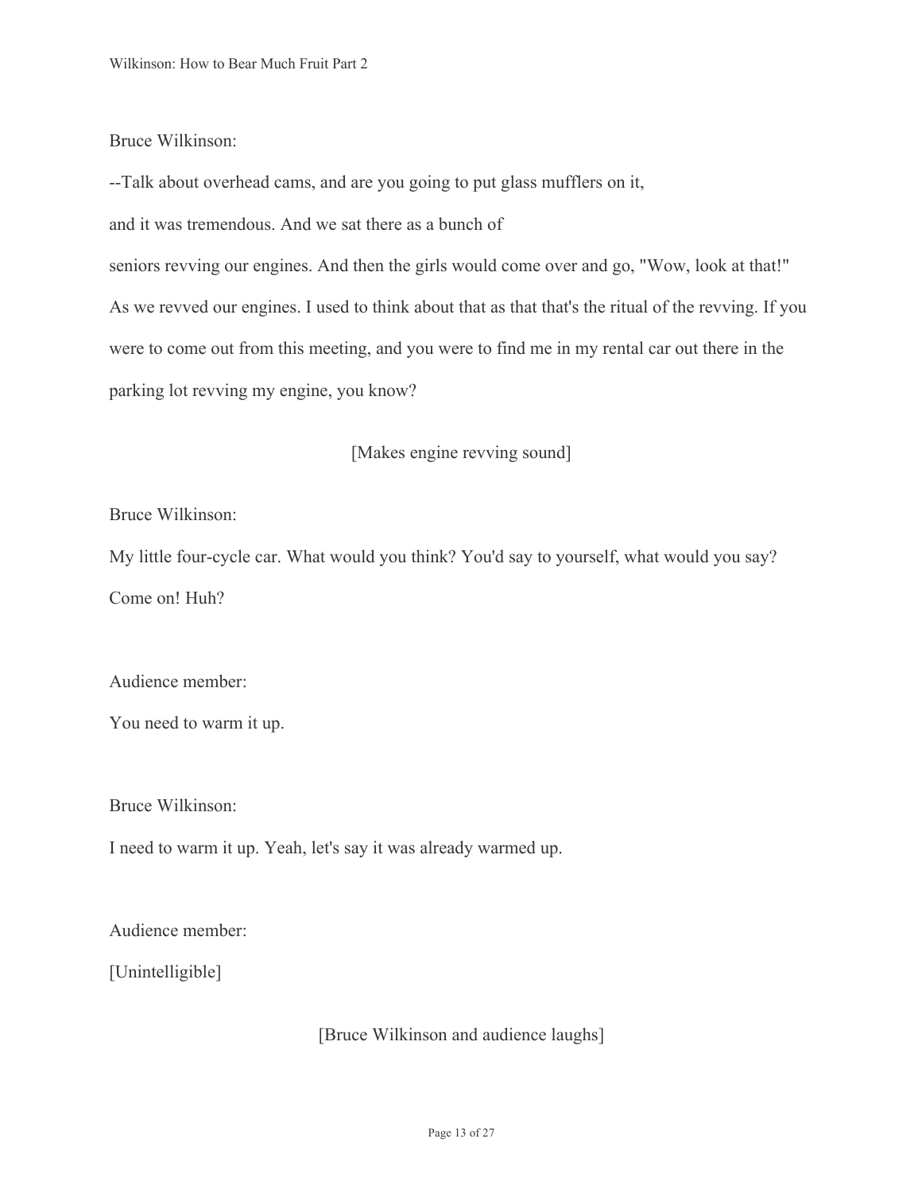Bruce Wilkinson:

--Talk about overhead cams, and are you going to put glass mufflers on it, and it was tremendous. And we sat there as a bunch of seniors revving our engines. And then the girls would come over and go, "Wow, look at that!" As we revved our engines. I used to think about that as that that's the ritual of the revving. If you were to come out from this meeting, and you were to find me in my rental car out there in the parking lot revving my engine, you know?

[Makes engine revving sound]

Bruce Wilkinson:

My little four-cycle car. What would you think? You'd say to yourself, what would you say? Come on! Huh?

Audience member:

You need to warm it up.

Bruce Wilkinson:

I need to warm it up. Yeah, let's say it was already warmed up.

Audience member:

[Unintelligible]

[Bruce Wilkinson and audience laughs]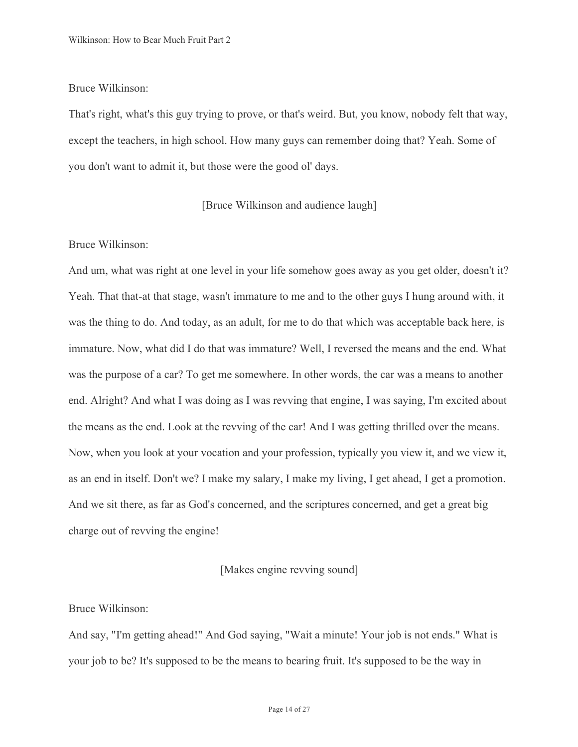Bruce Wilkinson:

That's right, what's this guy trying to prove, or that's weird. But, you know, nobody felt that way, except the teachers, in high school. How many guys can remember doing that? Yeah. Some of you don't want to admit it, but those were the good ol' days.

[Bruce Wilkinson and audience laugh]

Bruce Wilkinson:

And um, what was right at one level in your life somehow goes away as you get older, doesn't it? Yeah. That that-at that stage, wasn't immature to me and to the other guys I hung around with, it was the thing to do. And today, as an adult, for me to do that which was acceptable back here, is immature. Now, what did I do that was immature? Well, I reversed the means and the end. What was the purpose of a car? To get me somewhere. In other words, the car was a means to another end. Alright? And what I was doing as I was revving that engine, I was saying, I'm excited about the means as the end. Look at the revving of the car! And I was getting thrilled over the means. Now, when you look at your vocation and your profession, typically you view it, and we view it, as an end in itself. Don't we? I make my salary, I make my living, I get ahead, I get a promotion. And we sit there, as far as God's concerned, and the scriptures concerned, and get a great big charge out of revving the engine!

[Makes engine revving sound]

Bruce Wilkinson:

And say, "I'm getting ahead!" And God saying, "Wait a minute! Your job is not ends." What is your job to be? It's supposed to be the means to bearing fruit. It's supposed to be the way in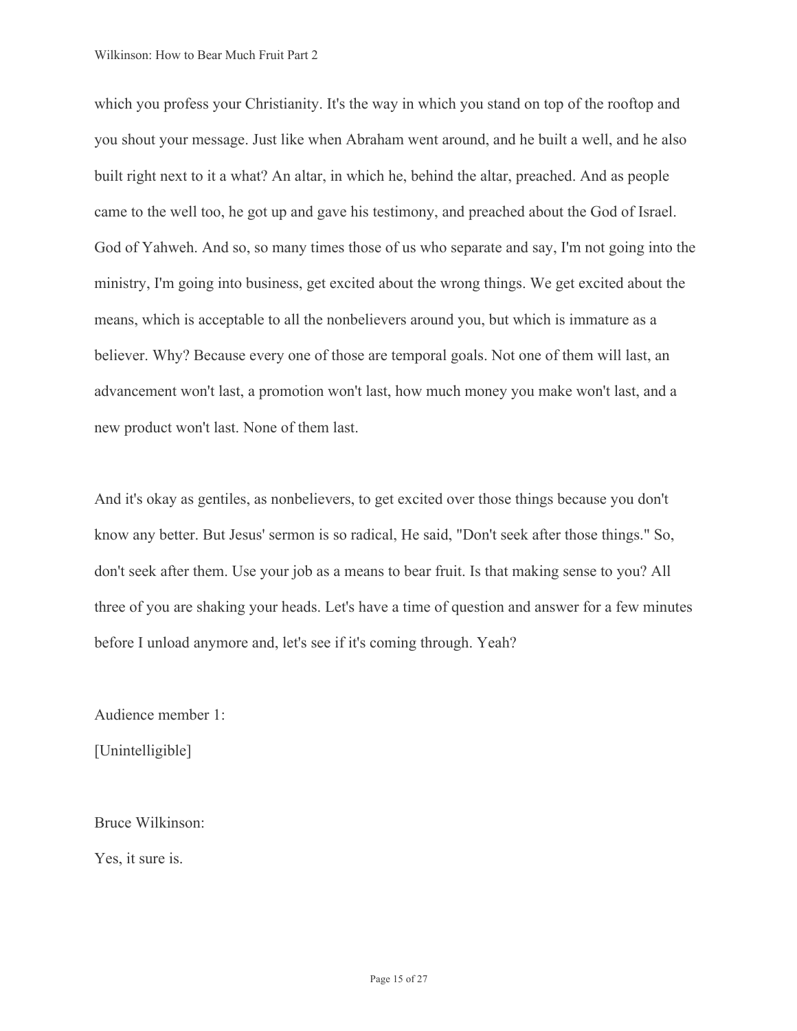which you profess your Christianity. It's the way in which you stand on top of the rooftop and you shout your message. Just like when Abraham went around, and he built a well, and he also built right next to it a what? An altar, in which he, behind the altar, preached. And as people came to the well too, he got up and gave his testimony, and preached about the God of Israel. God of Yahweh. And so, so many times those of us who separate and say, I'm not going into the ministry, I'm going into business, get excited about the wrong things. We get excited about the means, which is acceptable to all the nonbelievers around you, but which is immature as a believer. Why? Because every one of those are temporal goals. Not one of them will last, an advancement won't last, a promotion won't last, how much money you make won't last, and a new product won't last. None of them last.

And it's okay as gentiles, as nonbelievers, to get excited over those things because you don't know any better. But Jesus' sermon is so radical, He said, "Don't seek after those things." So, don't seek after them. Use your job as a means to bear fruit. Is that making sense to you? All three of you are shaking your heads. Let's have a time of question and answer for a few minutes before I unload anymore and, let's see if it's coming through. Yeah?

Audience member 1:

[Unintelligible]

Bruce Wilkinson:

Yes, it sure is.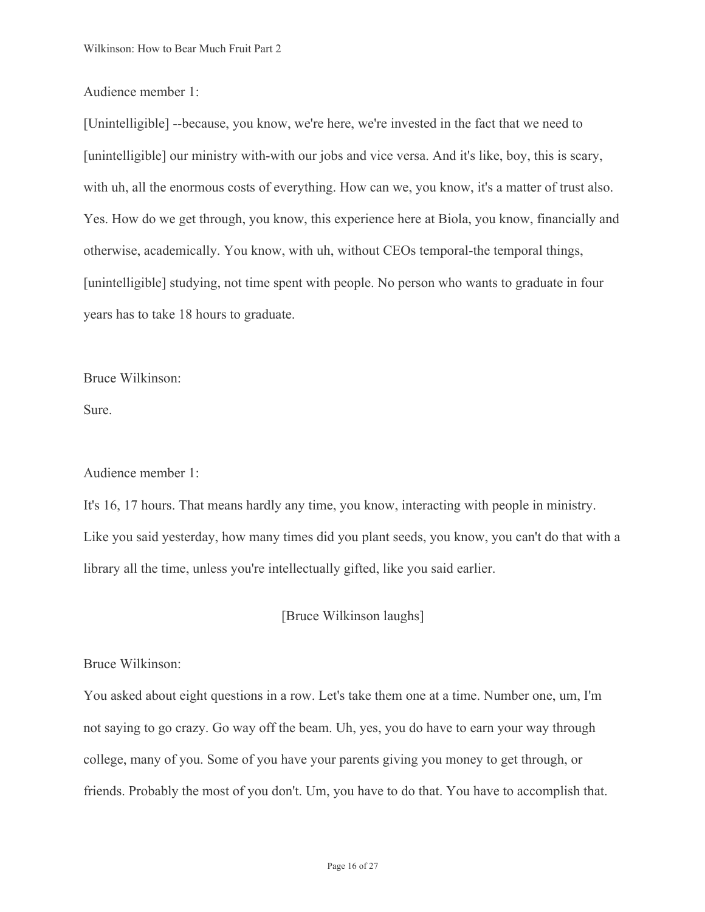Audience member 1:

[Unintelligible] --because, you know, we're here, we're invested in the fact that we need to [unintelligible] our ministry with-with our jobs and vice versa. And it's like, boy, this is scary, with uh, all the enormous costs of everything. How can we, you know, it's a matter of trust also. Yes. How do we get through, you know, this experience here at Biola, you know, financially and otherwise, academically. You know, with uh, without CEOs temporal-the temporal things, [unintelligible] studying, not time spent with people. No person who wants to graduate in four years has to take 18 hours to graduate.

Bruce Wilkinson:

Sure.

Audience member 1:

It's 16, 17 hours. That means hardly any time, you know, interacting with people in ministry. Like you said yesterday, how many times did you plant seeds, you know, you can't do that with a library all the time, unless you're intellectually gifted, like you said earlier.

[Bruce Wilkinson laughs]

Bruce Wilkinson:

You asked about eight questions in a row. Let's take them one at a time. Number one, um, I'm not saying to go crazy. Go way off the beam. Uh, yes, you do have to earn your way through college, many of you. Some of you have your parents giving you money to get through, or friends. Probably the most of you don't. Um, you have to do that. You have to accomplish that.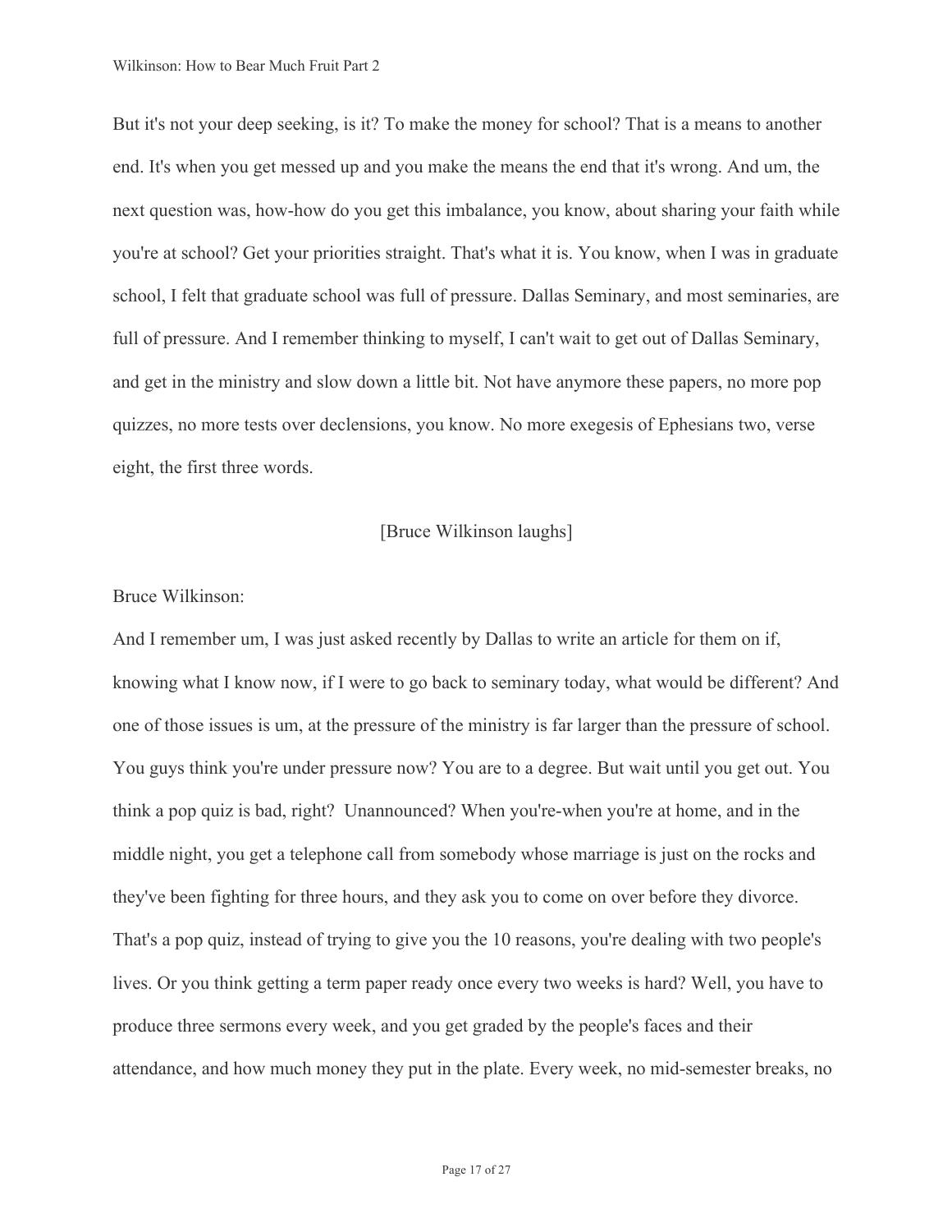But it's not your deep seeking, is it? To make the money for school? That is a means to another end. It's when you get messed up and you make the means the end that it's wrong. And um, the next question was, how-how do you get this imbalance, you know, about sharing your faith while you're at school? Get your priorities straight. That's what it is. You know, when I was in graduate school, I felt that graduate school was full of pressure. Dallas Seminary, and most seminaries, are full of pressure. And I remember thinking to myself, I can't wait to get out of Dallas Seminary, and get in the ministry and slow down a little bit. Not have anymore these papers, no more pop quizzes, no more tests over declensions, you know. No more exegesis of Ephesians two, verse eight, the first three words.

[Bruce Wilkinson laughs]

Bruce Wilkinson:

And I remember um, I was just asked recently by Dallas to write an article for them on if, knowing what I know now, if I were to go back to seminary today, what would be different? And one of those issues is um, at the pressure of the ministry is far larger than the pressure of school. You guys think you're under pressure now? You are to a degree. But wait until you get out. You think a pop quiz is bad, right? Unannounced? When you're-when you're at home, and in the middle night, you get a telephone call from somebody whose marriage is just on the rocks and they've been fighting for three hours, and they ask you to come on over before they divorce. That's a pop quiz, instead of trying to give you the 10 reasons, you're dealing with two people's lives. Or you think getting a term paper ready once every two weeks is hard? Well, you have to produce three sermons every week, and you get graded by the people's faces and their attendance, and how much money they put in the plate. Every week, no mid-semester breaks, no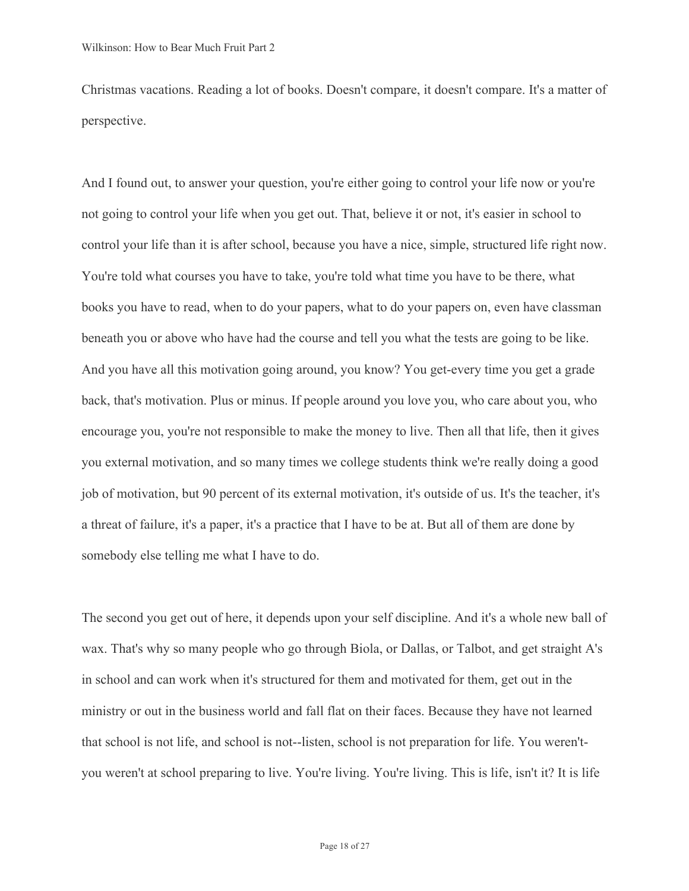Christmas vacations. Reading a lot of books. Doesn't compare, it doesn't compare. It's a matter of perspective.

And I found out, to answer your question, you're either going to control your life now or you're not going to control your life when you get out. That, believe it or not, it's easier in school to control your life than it is after school, because you have a nice, simple, structured life right now. You're told what courses you have to take, you're told what time you have to be there, what books you have to read, when to do your papers, what to do your papers on, even have classman beneath you or above who have had the course and tell you what the tests are going to be like. And you have all this motivation going around, you know? You get-every time you get a grade back, that's motivation. Plus or minus. If people around you love you, who care about you, who encourage you, you're not responsible to make the money to live. Then all that life, then it gives you external motivation, and so many times we college students think we're really doing a good job of motivation, but 90 percent of its external motivation, it's outside of us. It's the teacher, it's a threat of failure, it's a paper, it's a practice that I have to be at. But all of them are done by somebody else telling me what I have to do.

The second you get out of here, it depends upon your self discipline. And it's a whole new ball of wax. That's why so many people who go through Biola, or Dallas, or Talbot, and get straight A's in school and can work when it's structured for them and motivated for them, get out in the ministry or out in the business world and fall flat on their faces. Because they have not learned that school is not life, and school is not--listen, school is not preparation for life. You weren't-you weren't at school preparing to live. You're living. You're living. This is life, isn't it? It is life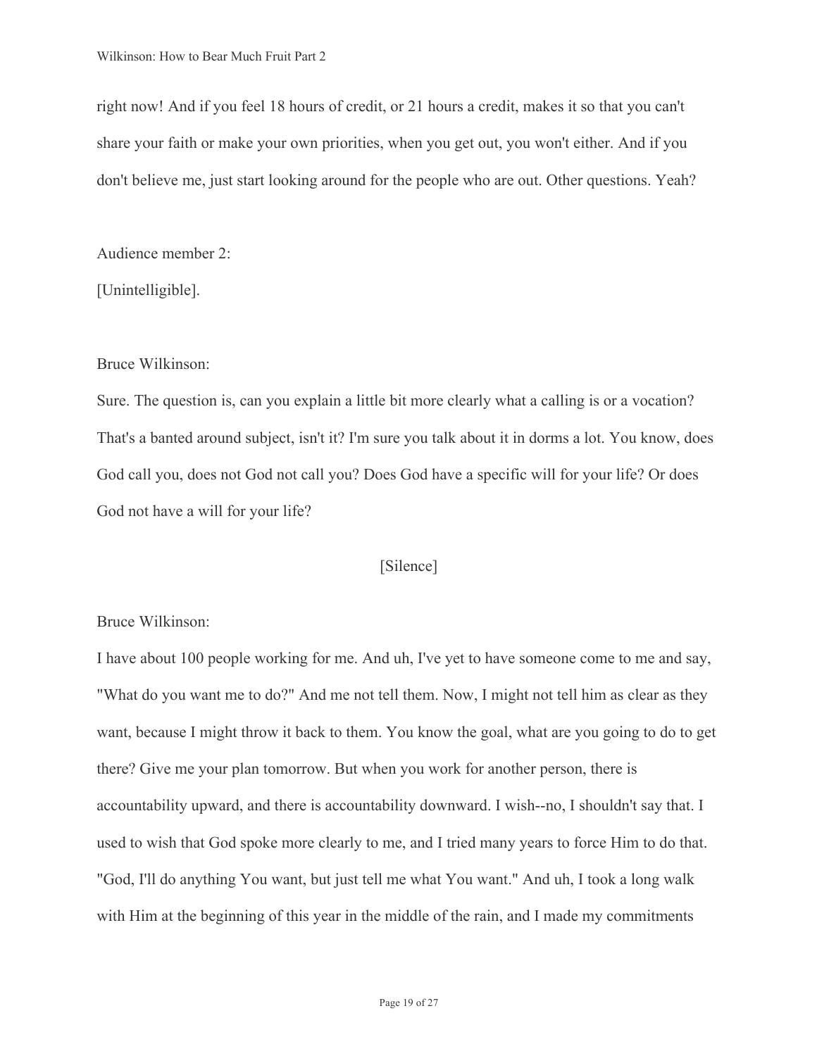right now! And if you feel 18 hours of credit, or 21 hours a credit, makes it so that you can't share your faith or make your own priorities, when you get out, you won't either. And if you don't believe me, just start looking around for the people who are out. Other questions. Yeah?

Audience member 2:
[Unintelligible].

Bruce Wilkinson:
Sure. The question is, can you explain a little bit more clearly what a calling is or a vocation? That's a banted around subject, isn't it? I'm sure you talk about it in dorms a lot. You know, does God call you, does not God not call you? Does God have a specific will for your life? Or does God not have a will for your life?

[Silence]

Bruce Wilkinson:
I have about 100 people working for me. And uh, I've yet to have someone come to me and say, "What do you want me to do?" And me not tell them. Now, I might not tell him as clear as they want, because I might throw it back to them. You know the goal, what are you going to do to get there? Give me your plan tomorrow. But when you work for another person, there is accountability upward, and there is accountability downward. I wish--no, I shouldn't say that. I used to wish that God spoke more clearly to me, and I tried many years to force Him to do that. "God, I'll do anything You want, but just tell me what You want." And uh, I took a long walk with Him at the beginning of this year in the middle of the rain, and I made my commitments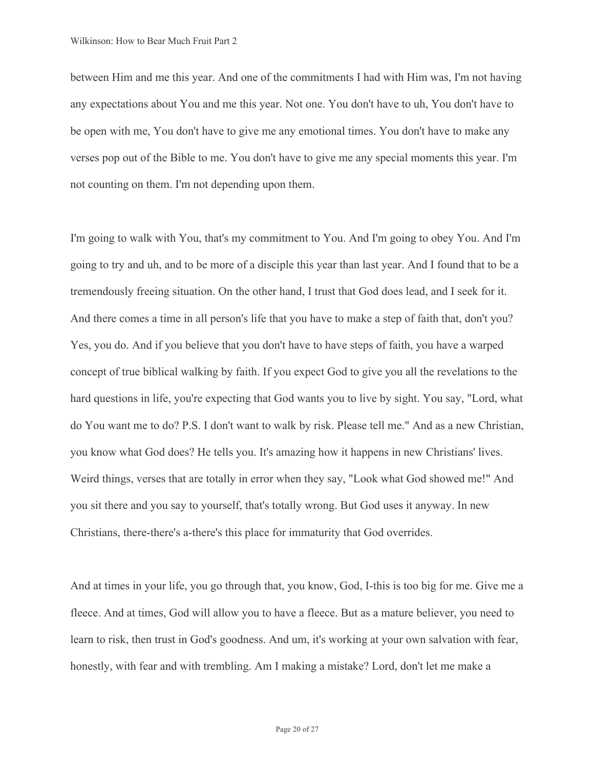between Him and me this year. And one of the commitments I had with Him was, I'm not having any expectations about You and me this year. Not one. You don't have to uh, You don't have to be open with me, You don't have to give me any emotional times. You don't have to make any verses pop out of the Bible to me. You don't have to give me any special moments this year. I'm not counting on them. I'm not depending upon them.

I'm going to walk with You, that's my commitment to You. And I'm going to obey You. And I'm going to try and uh, and to be more of a disciple this year than last year. And I found that to be a tremendously freeing situation. On the other hand, I trust that God does lead, and I seek for it. And there comes a time in all person's life that you have to make a step of faith that, don't you? Yes, you do. And if you believe that you don't have to have steps of faith, you have a warped concept of true biblical walking by faith. If you expect God to give you all the revelations to the hard questions in life, you're expecting that God wants you to live by sight. You say, "Lord, what do You want me to do? P.S. I don't want to walk by risk. Please tell me." And as a new Christian, you know what God does? He tells you. It's amazing how it happens in new Christians' lives. Weird things, verses that are totally in error when they say, "Look what God showed me!" And you sit there and you say to yourself, that's totally wrong. But God uses it anyway. In new Christians, there-there's a-there's this place for immaturity that God overrides.

And at times in your life, you go through that, you know, God, I-this is too big for me. Give me a fleece. And at times, God will allow you to have a fleece. But as a mature believer, you need to learn to risk, then trust in God's goodness. And um, it's working at your own salvation with fear, honestly, with fear and with trembling. Am I making a mistake? Lord, don't let me make a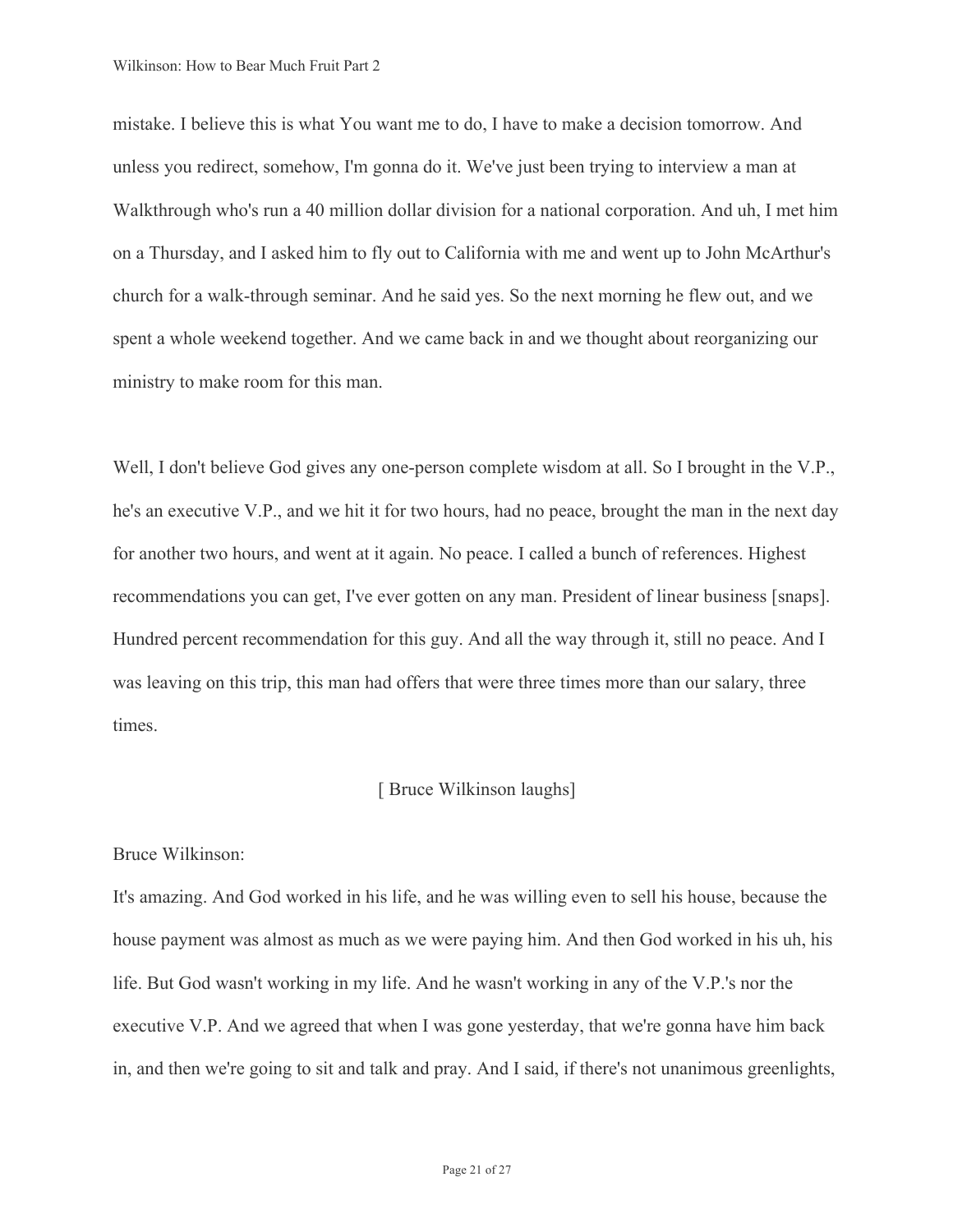mistake. I believe this is what You want me to do, I have to make a decision tomorrow. And unless you redirect, somehow, I'm gonna do it. We've just been trying to interview a man at Walkthrough who's run a 40 million dollar division for a national corporation. And uh, I met him on a Thursday, and I asked him to fly out to California with me and went up to John McArthur's church for a walk-through seminar. And he said yes. So the next morning he flew out, and we spent a whole weekend together. And we came back in and we thought about reorganizing our ministry to make room for this man.

Well, I don't believe God gives any one-person complete wisdom at all. So I brought in the V.P., he's an executive V.P., and we hit it for two hours, had no peace, brought the man in the next day for another two hours, and went at it again. No peace. I called a bunch of references. Highest recommendations you can get, I've ever gotten on any man. President of linear business [snaps]. Hundred percent recommendation for this guy. And all the way through it, still no peace. And I was leaving on this trip, this man had offers that were three times more than our salary, three times.

[ Bruce Wilkinson laughs]

Bruce Wilkinson:

It's amazing. And God worked in his life, and he was willing even to sell his house, because the house payment was almost as much as we were paying him. And then God worked in his uh, his life. But God wasn't working in my life. And he wasn't working in any of the V.P.'s nor the executive V.P. And we agreed that when I was gone yesterday, that we're gonna have him back in, and then we're going to sit and talk and pray. And I said, if there's not unanimous greenlights,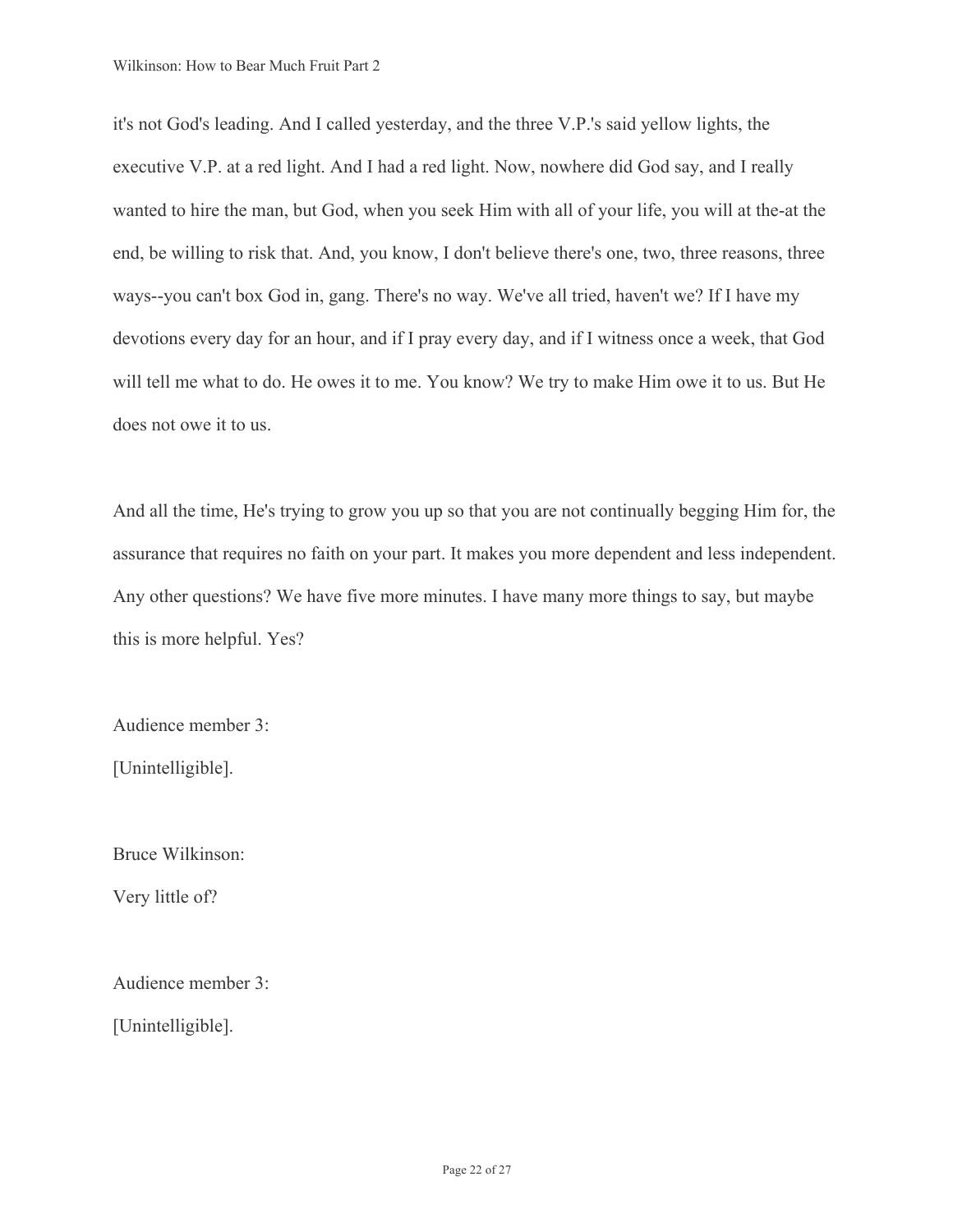it's not God's leading. And I called yesterday, and the three V.P.'s said yellow lights, the executive V.P. at a red light. And I had a red light. Now, nowhere did God say, and I really wanted to hire the man, but God, when you seek Him with all of your life, you will at the-at the end, be willing to risk that. And, you know, I don't believe there's one, two, three reasons, three ways--you can't box God in, gang. There's no way. We've all tried, haven't we? If I have my devotions every day for an hour, and if I pray every day, and if I witness once a week, that God will tell me what to do. He owes it to me. You know? We try to make Him owe it to us. But He does not owe it to us.

And all the time, He's trying to grow you up so that you are not continually begging Him for, the assurance that requires no faith on your part. It makes you more dependent and less independent. Any other questions? We have five more minutes. I have many more things to say, but maybe this is more helpful. Yes?

Audience member 3:

[Unintelligible].

Bruce Wilkinson:

Very little of?

Audience member 3:

[Unintelligible].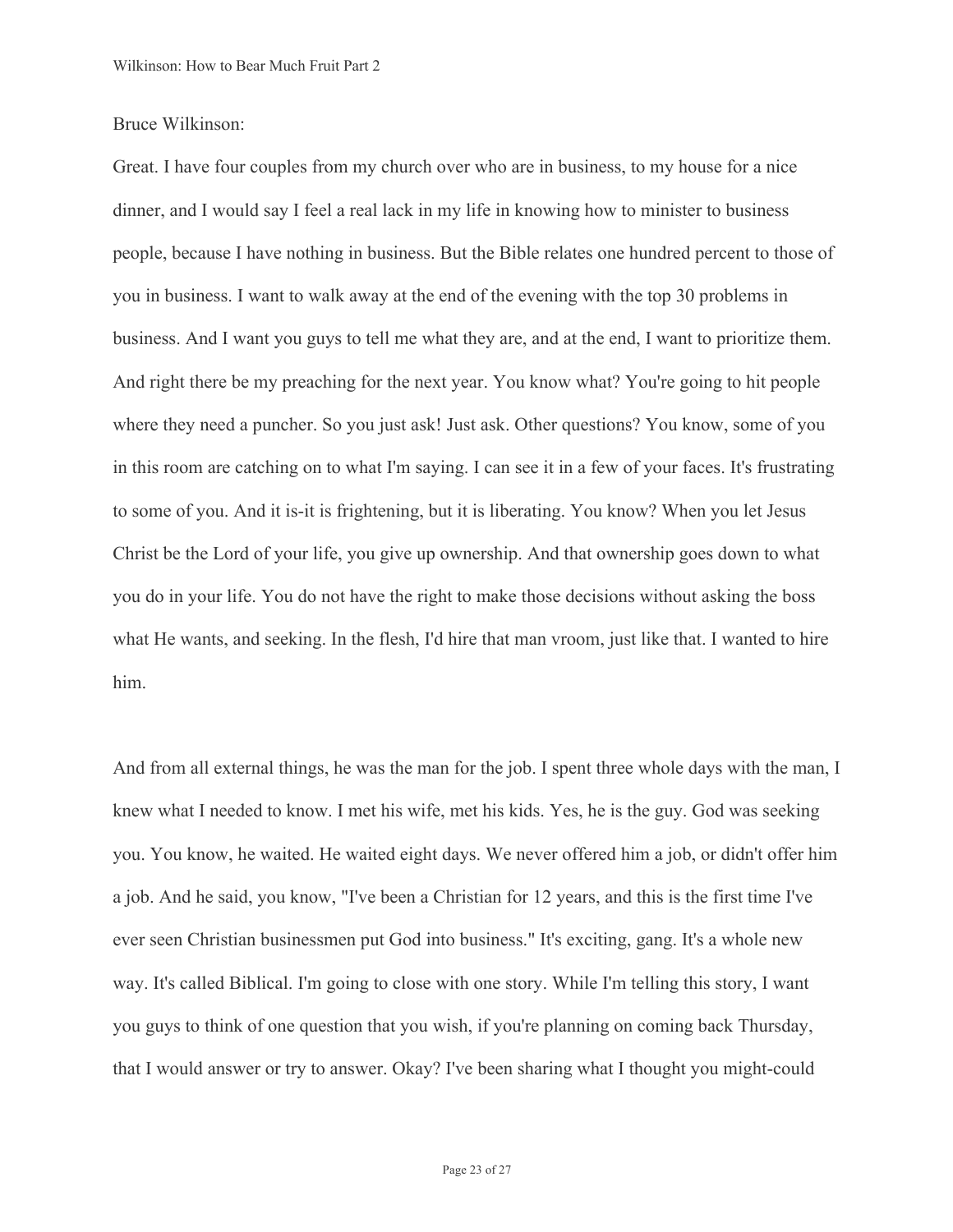Bruce Wilkinson:

Great. I have four couples from my church over who are in business, to my house for a nice dinner, and I would say I feel a real lack in my life in knowing how to minister to business people, because I have nothing in business. But the Bible relates one hundred percent to those of you in business. I want to walk away at the end of the evening with the top 30 problems in business. And I want you guys to tell me what they are, and at the end, I want to prioritize them. And right there be my preaching for the next year. You know what? You're going to hit people where they need a puncher. So you just ask! Just ask. Other questions? You know, some of you in this room are catching on to what I'm saying. I can see it in a few of your faces. It's frustrating to some of you. And it is-it is frightening, but it is liberating. You know? When you let Jesus Christ be the Lord of your life, you give up ownership. And that ownership goes down to what you do in your life. You do not have the right to make those decisions without asking the boss what He wants, and seeking. In the flesh, I'd hire that man vroom, just like that. I wanted to hire him.

And from all external things, he was the man for the job. I spent three whole days with the man, I knew what I needed to know. I met his wife, met his kids. Yes, he is the guy. God was seeking you. You know, he waited. He waited eight days. We never offered him a job, or didn't offer him a job. And he said, you know, "I've been a Christian for 12 years, and this is the first time I've ever seen Christian businessmen put God into business." It's exciting, gang. It's a whole new way. It's called Biblical. I'm going to close with one story. While I'm telling this story, I want you guys to think of one question that you wish, if you're planning on coming back Thursday, that I would answer or try to answer. Okay? I've been sharing what I thought you might-could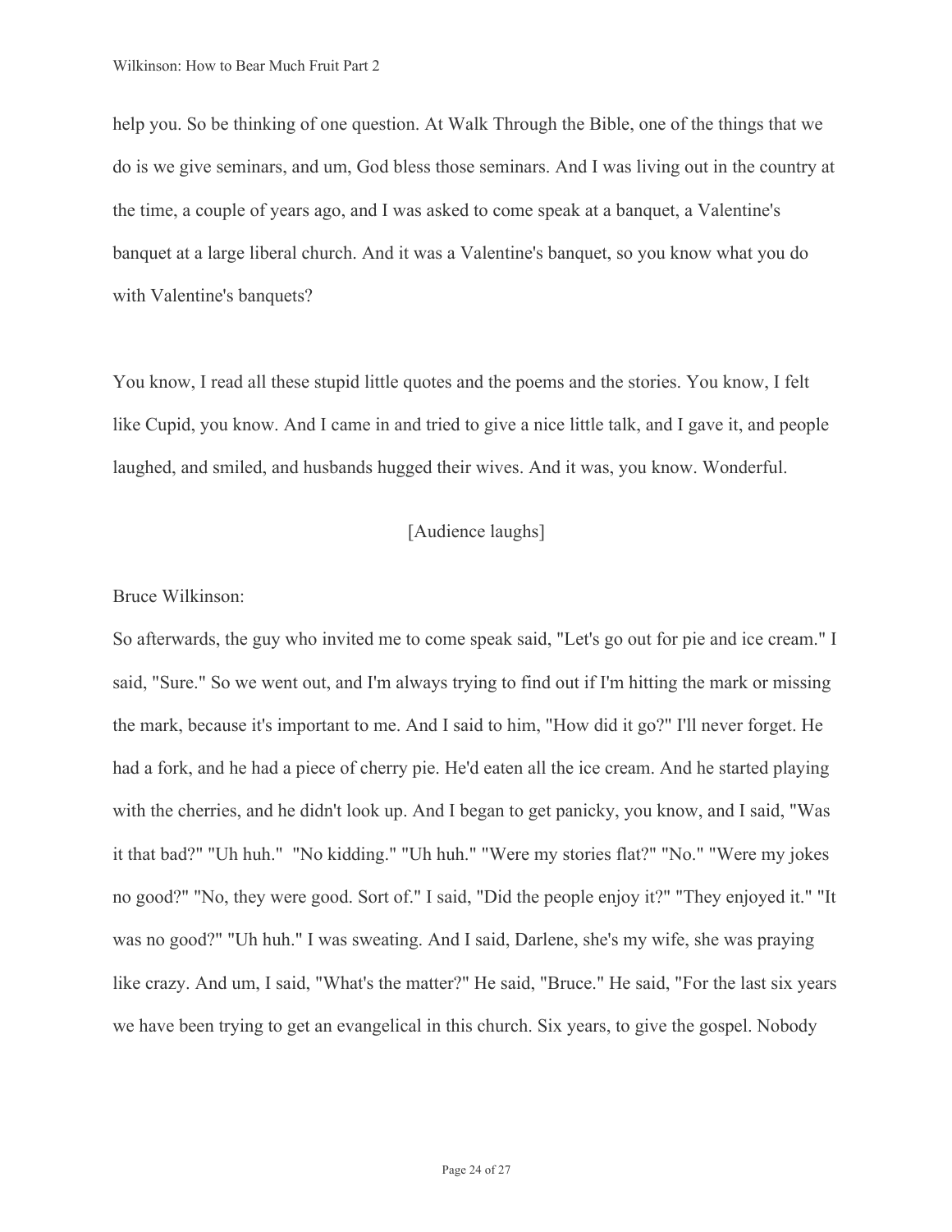help you. So be thinking of one question. At Walk Through the Bible, one of the things that we do is we give seminars, and um, God bless those seminars. And I was living out in the country at the time, a couple of years ago, and I was asked to come speak at a banquet, a Valentine's banquet at a large liberal church. And it was a Valentine's banquet, so you know what you do with Valentine's banquets?

You know, I read all these stupid little quotes and the poems and the stories. You know, I felt like Cupid, you know. And I came in and tried to give a nice little talk, and I gave it, and people laughed, and smiled, and husbands hugged their wives. And it was, you know. Wonderful.

[Audience laughs]

Bruce Wilkinson:

So afterwards, the guy who invited me to come speak said, "Let's go out for pie and ice cream." I said, "Sure." So we went out, and I'm always trying to find out if I'm hitting the mark or missing the mark, because it's important to me. And I said to him, "How did it go?" I'll never forget. He had a fork, and he had a piece of cherry pie. He'd eaten all the ice cream. And he started playing with the cherries, and he didn't look up. And I began to get panicky, you know, and I said, "Was it that bad?" "Uh huh." "No kidding." "Uh huh." "Were my stories flat?" "No." "Were my jokes no good?" "No, they were good. Sort of." I said, "Did the people enjoy it?" "They enjoyed it." "It was no good?" "Uh huh." I was sweating. And I said, Darlene, she's my wife, she was praying like crazy. And um, I said, "What's the matter?" He said, "Bruce." He said, "For the last six years we have been trying to get an evangelical in this church. Six years, to give the gospel. Nobody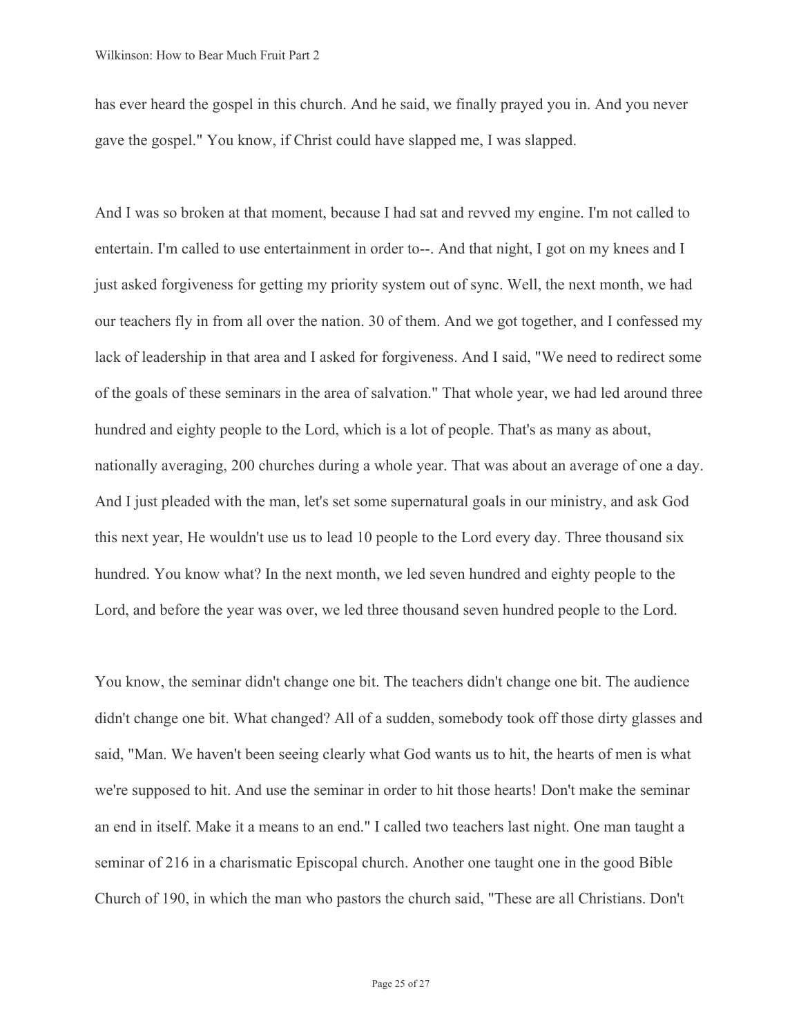has ever heard the gospel in this church. And he said, we finally prayed you in. And you never gave the gospel." You know, if Christ could have slapped me, I was slapped.

And I was so broken at that moment, because I had sat and revved my engine. I'm not called to entertain. I'm called to use entertainment in order to--. And that night, I got on my knees and I just asked forgiveness for getting my priority system out of sync. Well, the next month, we had our teachers fly in from all over the nation. 30 of them. And we got together, and I confessed my lack of leadership in that area and I asked for forgiveness. And I said, "We need to redirect some of the goals of these seminars in the area of salvation." That whole year, we had led around three hundred and eighty people to the Lord, which is a lot of people. That's as many as about, nationally averaging, 200 churches during a whole year. That was about an average of one a day. And I just pleaded with the man, let's set some supernatural goals in our ministry, and ask God this next year, He wouldn't use us to lead 10 people to the Lord every day. Three thousand six hundred. You know what? In the next month, we led seven hundred and eighty people to the Lord, and before the year was over, we led three thousand seven hundred people to the Lord.

You know, the seminar didn't change one bit. The teachers didn't change one bit. The audience didn't change one bit. What changed? All of a sudden, somebody took off those dirty glasses and said, "Man. We haven't been seeing clearly what God wants us to hit, the hearts of men is what we're supposed to hit. And use the seminar in order to hit those hearts! Don't make the seminar an end in itself. Make it a means to an end." I called two teachers last night. One man taught a seminar of 216 in a charismatic Episcopal church. Another one taught one in the good Bible Church of 190, in which the man who pastors the church said, "These are all Christians. Don't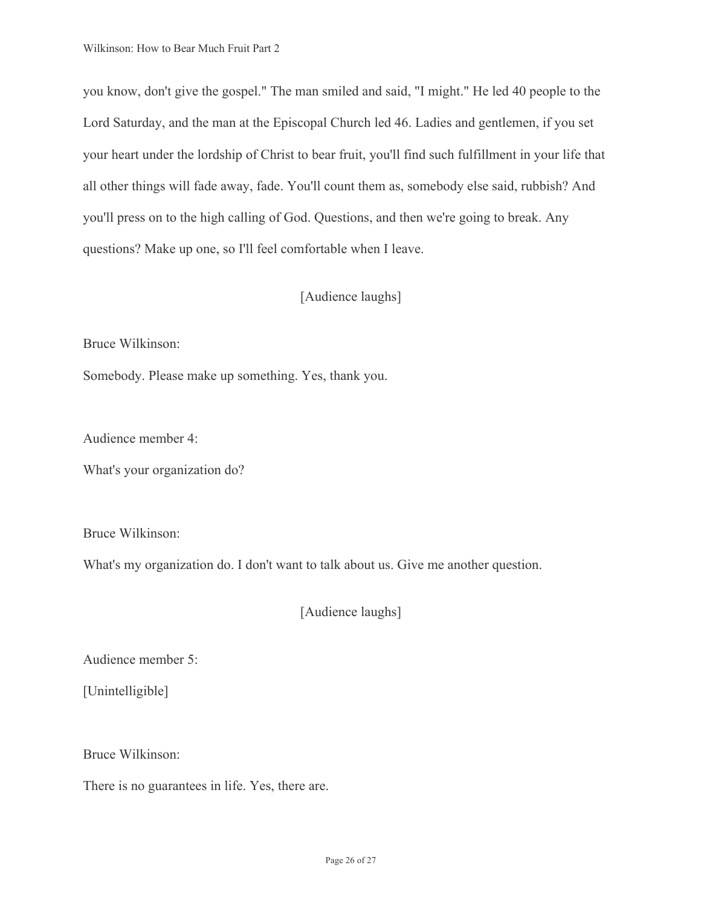you know, don't give the gospel." The man smiled and said, "I might." He led 40 people to the Lord Saturday, and the man at the Episcopal Church led 46. Ladies and gentlemen, if you set your heart under the lordship of Christ to bear fruit, you'll find such fulfillment in your life that all other things will fade away, fade. You'll count them as, somebody else said, rubbish? And you'll press on to the high calling of God. Questions, and then we're going to break. Any questions? Make up one, so I'll feel comfortable when I leave.

[Audience laughs]

Bruce Wilkinson:

Somebody. Please make up something. Yes, thank you.

Audience member 4:

What's your organization do?

Bruce Wilkinson:

What's my organization do. I don't want to talk about us. Give me another question.

[Audience laughs]

Audience member 5:

[Unintelligible]

Bruce Wilkinson:

There is no guarantees in life. Yes, there are.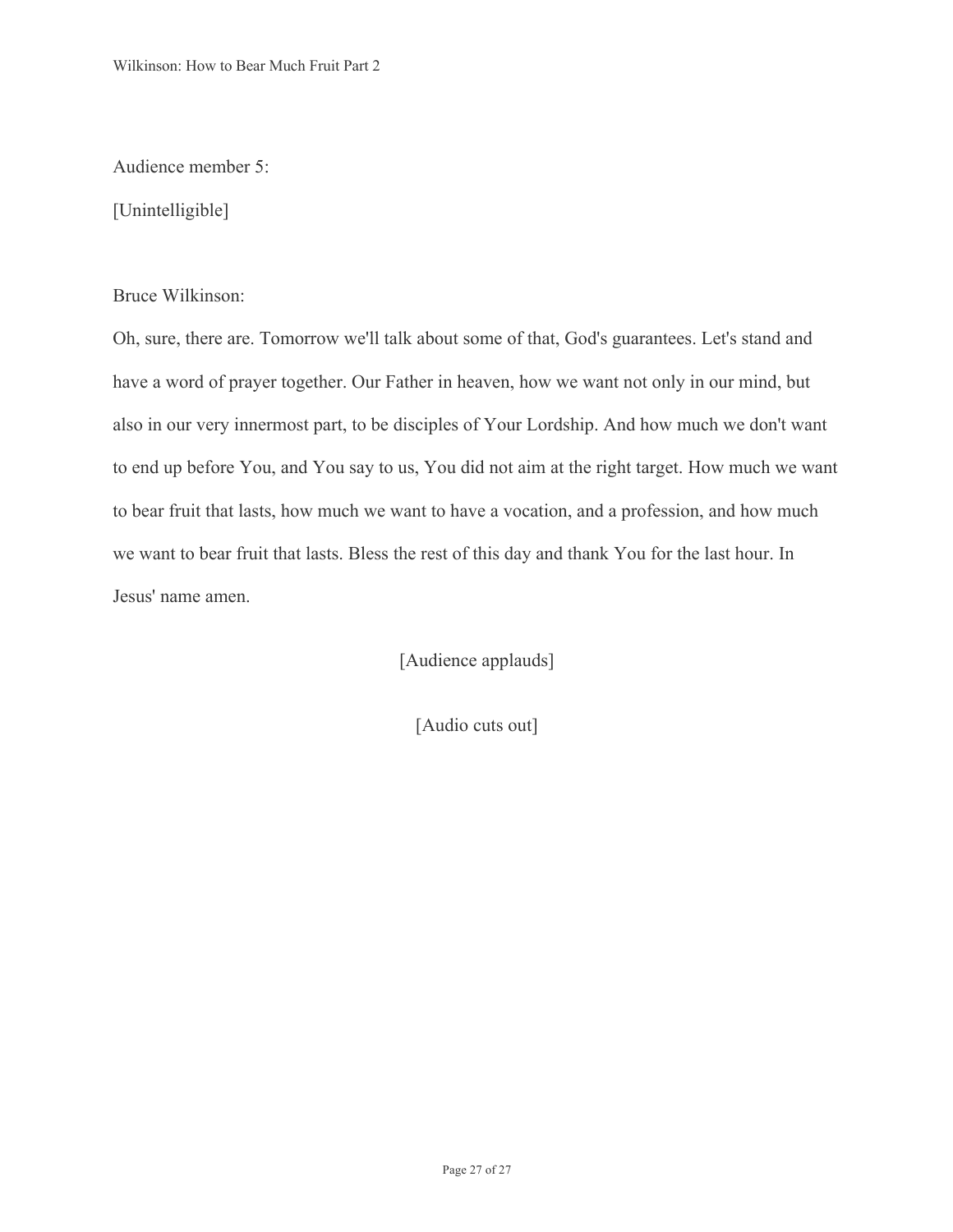Audience member 5:

[Unintelligible]

Bruce Wilkinson:

Oh, sure, there are. Tomorrow we'll talk about some of that, God's guarantees. Let's stand and have a word of prayer together. Our Father in heaven, how we want not only in our mind, but also in our very innermost part, to be disciples of Your Lordship. And how much we don't want to end up before You, and You say to us, You did not aim at the right target. How much we want to bear fruit that lasts, how much we want to have a vocation, and a profession, and how much we want to bear fruit that lasts. Bless the rest of this day and thank You for the last hour. In Jesus' name amen.

[Audience applauds]

[Audio cuts out]